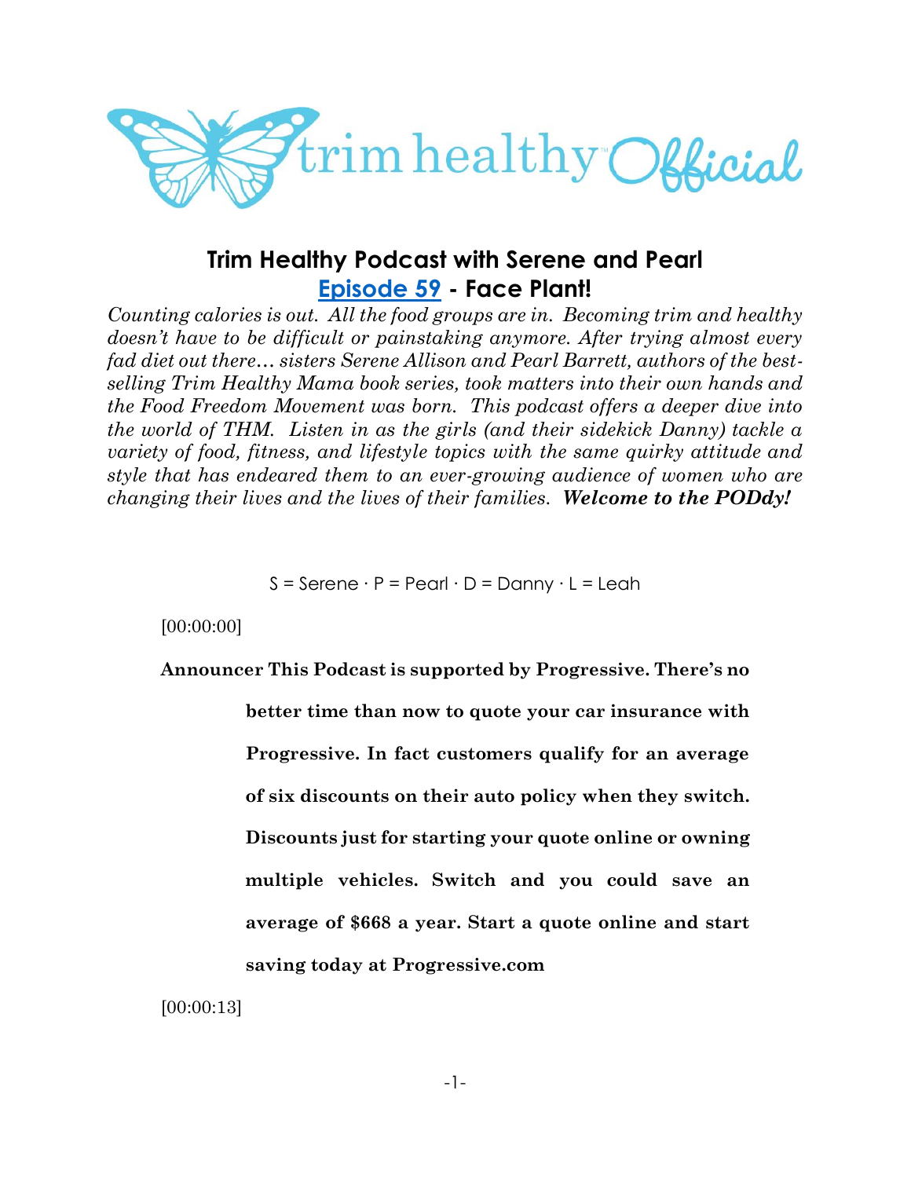trim healthy™ Official

# Trim Healthy Podcast with Serene and Pearl

## [Episode 59](#) - Face Plant!

*Counting calories is out. All the food groups are in. Becoming trim and healthy doesn't have to be difficult or painstaking anymore. After trying almost every fad diet out there… sisters Serene Allison and Pearl Barrett, authors of the best-selling Trim Healthy Mama book series, took matters into their own hands and the Food Freedom Movement was born. This podcast offers a deeper dive into the world of THM. Listen in as the girls (and their sidekick Danny) tackle a variety of food, fitness, and lifestyle topics with the same quirky attitude and style that has endeared them to an ever-growing audience of women who are changing their lives and the lives of their families.* ***Welcome to the PODdy!***

S = Serene · P = Pearl · D = Danny · L = Leah

[00:00:00]

**Announcer This Podcast is supported by Progressive. There's no better time than now to quote your car insurance with Progressive. In fact customers qualify for an average of six discounts on their auto policy when they switch. Discounts just for starting your quote online or owning multiple vehicles. Switch and you could save an average of $668 a year. Start a quote online and start saving today at Progressive.com**

[00:00:13]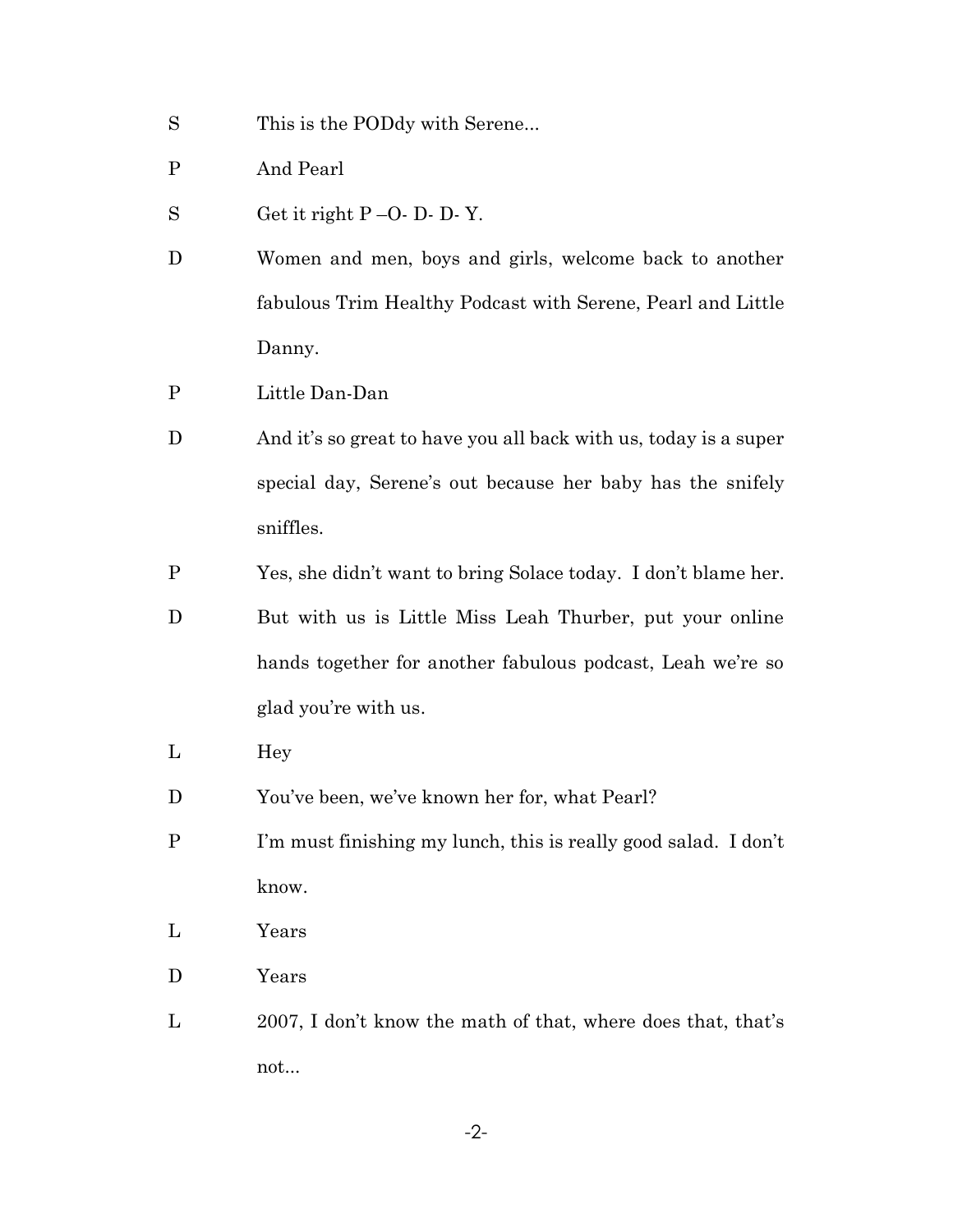S This is the PODdy with Serene...

P And Pearl

S Get it right P –O- D- D- Y.

D Women and men, boys and girls, welcome back to another fabulous Trim Healthy Podcast with Serene, Pearl and Little Danny.

P Little Dan-Dan

D And it's so great to have you all back with us, today is a super special day, Serene's out because her baby has the snifely sniffles.

P Yes, she didn't want to bring Solace today. I don't blame her.

D But with us is Little Miss Leah Thurber, put your online hands together for another fabulous podcast, Leah we're so glad you're with us.

L Hey

D You've been, we've known her for, what Pearl?

P I'm must finishing my lunch, this is really good salad. I don't know.

L Years

D Years

L 2007, I don't know the math of that, where does that, that's not...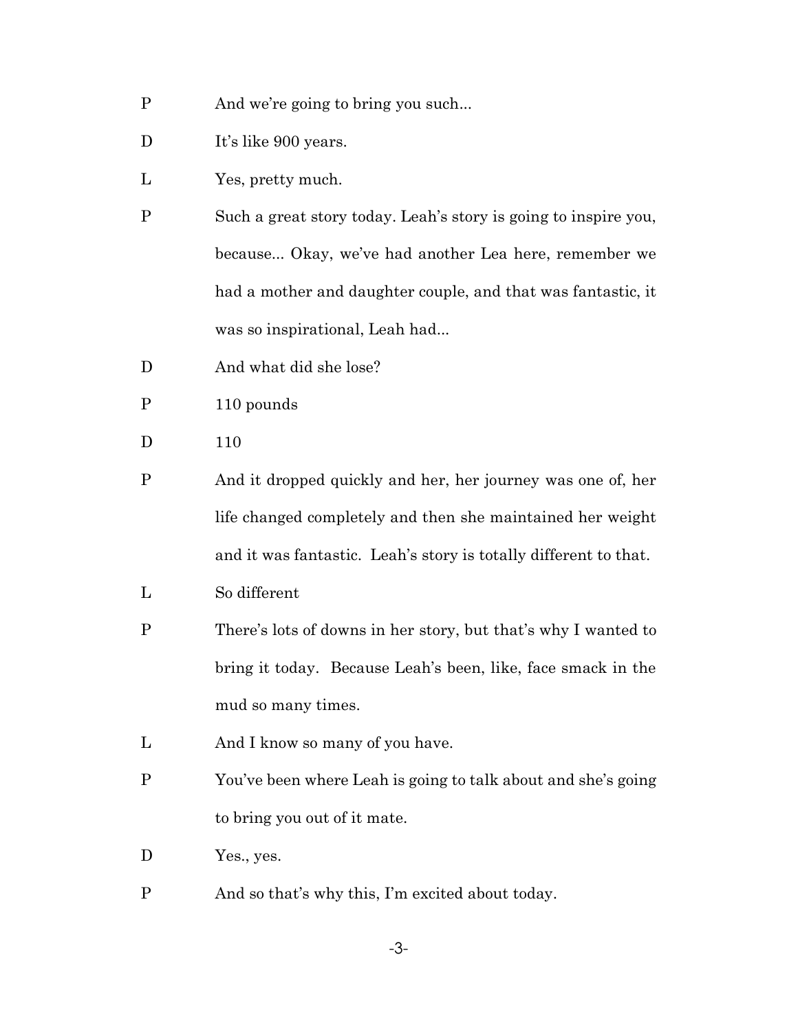P And we're going to bring you such...

D It's like 900 years.

L Yes, pretty much.

P Such a great story today. Leah's story is going to inspire you, because... Okay, we've had another Lea here, remember we had a mother and daughter couple, and that was fantastic, it was so inspirational, Leah had...

D And what did she lose?

P 110 pounds

D 110

P And it dropped quickly and her, her journey was one of, her life changed completely and then she maintained her weight and it was fantastic. Leah's story is totally different to that.

L So different

P There's lots of downs in her story, but that's why I wanted to bring it today. Because Leah's been, like, face smack in the mud so many times.

L And I know so many of you have.

P You've been where Leah is going to talk about and she's going to bring you out of it mate.

D Yes., yes.

P And so that's why this, I'm excited about today.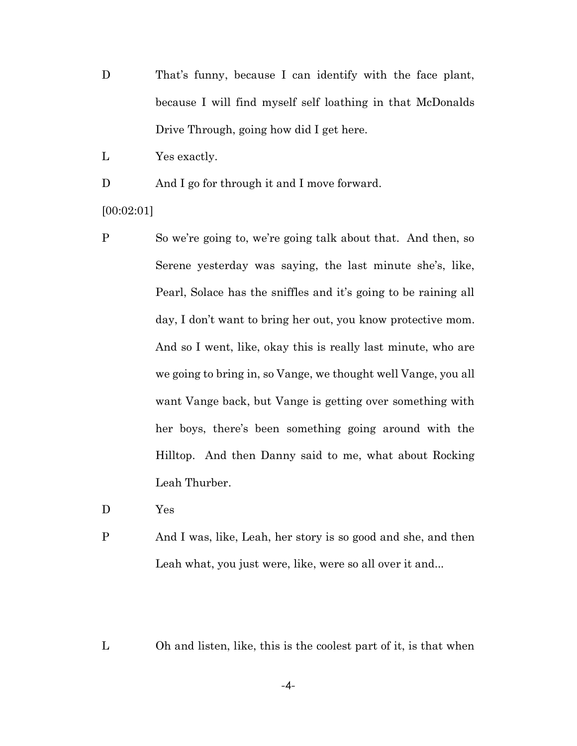D That's funny, because I can identify with the face plant, because I will find myself self loathing in that McDonalds Drive Through, going how did I get here.

L Yes exactly.

D And I go for through it and I move forward.

[00:02:01]

P So we're going to, we're going talk about that. And then, so Serene yesterday was saying, the last minute she's, like, Pearl, Solace has the sniffles and it's going to be raining all day, I don't want to bring her out, you know protective mom. And so I went, like, okay this is really last minute, who are we going to bring in, so Vange, we thought well Vange, you all want Vange back, but Vange is getting over something with her boys, there's been something going around with the Hilltop. And then Danny said to me, what about Rocking Leah Thurber.

D Yes

P And I was, like, Leah, her story is so good and she, and then Leah what, you just were, like, were so all over it and...

L Oh and listen, like, this is the coolest part of it, is that when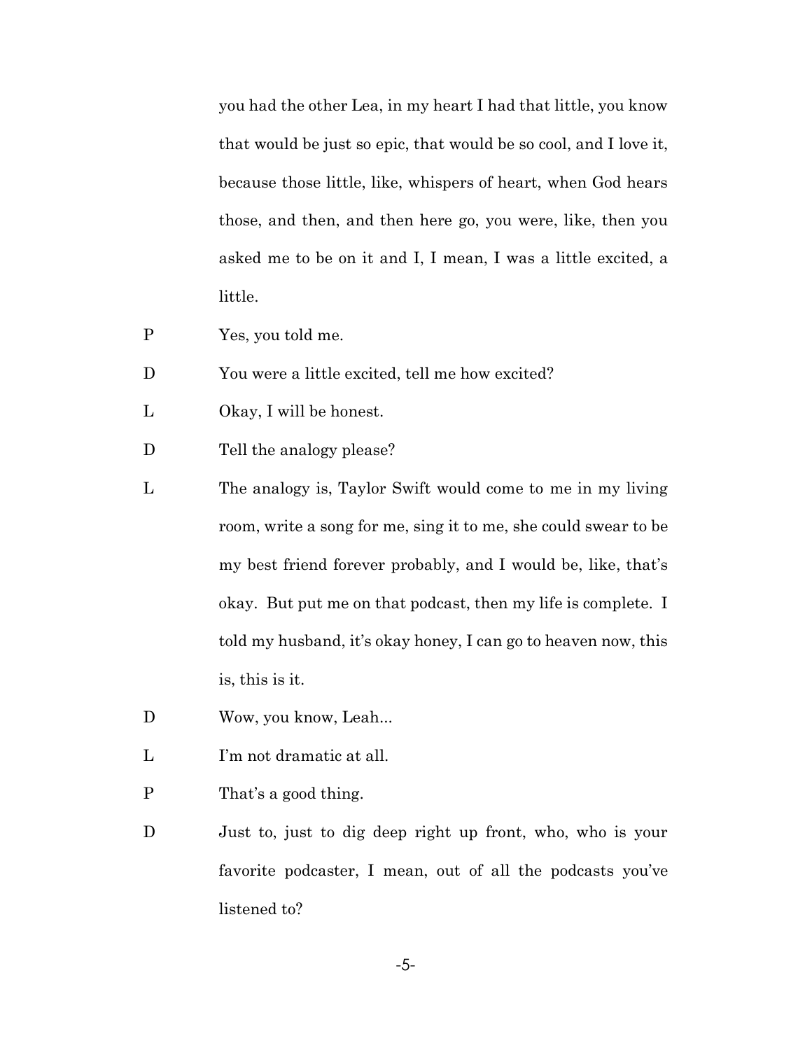you had the other Lea, in my heart I had that little, you know that would be just so epic, that would be so cool, and I love it, because those little, like, whispers of heart, when God hears those, and then, and then here go, you were, like, then you asked me to be on it and I, I mean, I was a little excited, a little.

P Yes, you told me.

D You were a little excited, tell me how excited?

L Okay, I will be honest.

D Tell the analogy please?

L The analogy is, Taylor Swift would come to me in my living room, write a song for me, sing it to me, she could swear to be my best friend forever probably, and I would be, like, that's okay. But put me on that podcast, then my life is complete. I told my husband, it's okay honey, I can go to heaven now, this is, this is it.

D Wow, you know, Leah...

L I'm not dramatic at all.

P That's a good thing.

D Just to, just to dig deep right up front, who, who is your favorite podcaster, I mean, out of all the podcasts you've listened to?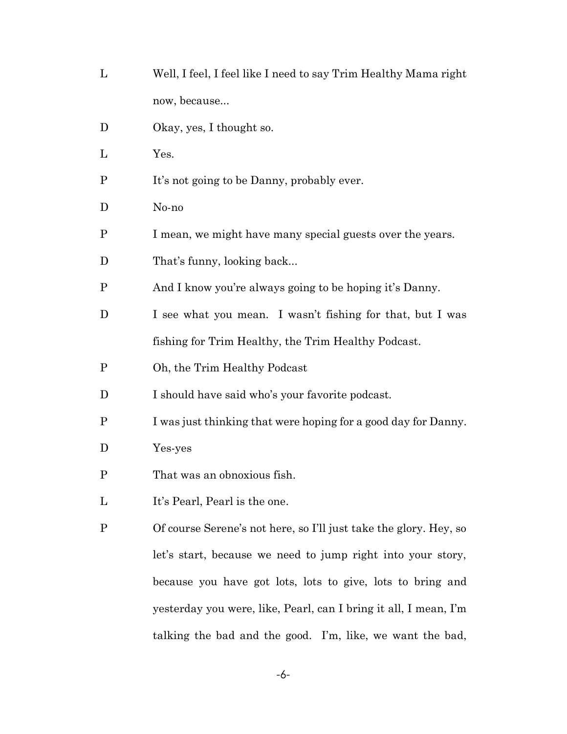L Well, I feel, I feel like I need to say Trim Healthy Mama right now, because...

D Okay, yes, I thought so.

L Yes.

P It's not going to be Danny, probably ever.

D No-no

P I mean, we might have many special guests over the years.

D That's funny, looking back...

P And I know you're always going to be hoping it's Danny.

D I see what you mean. I wasn't fishing for that, but I was fishing for Trim Healthy, the Trim Healthy Podcast.

P Oh, the Trim Healthy Podcast

D I should have said who's your favorite podcast.

P I was just thinking that were hoping for a good day for Danny.

D Yes-yes

P That was an obnoxious fish.

L It's Pearl, Pearl is the one.

P Of course Serene's not here, so I'll just take the glory. Hey, so let's start, because we need to jump right into your story, because you have got lots, lots to give, lots to bring and yesterday you were, like, Pearl, can I bring it all, I mean, I'm talking the bad and the good. I'm, like, we want the bad,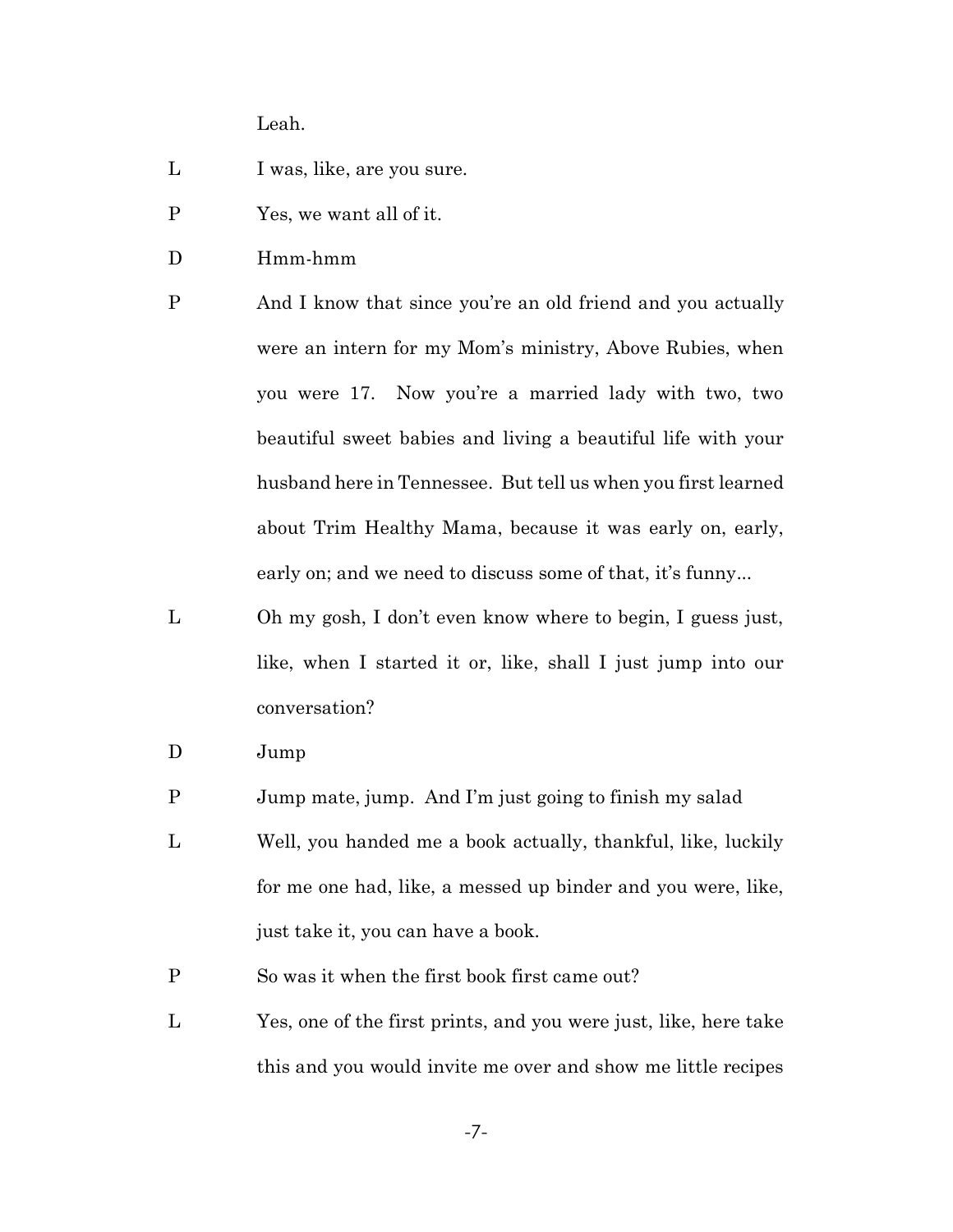Leah.

L I was, like, are you sure.

P Yes, we want all of it.

D Hmm-hmm

P And I know that since you're an old friend and you actually were an intern for my Mom's ministry, Above Rubies, when you were 17. Now you're a married lady with two, two beautiful sweet babies and living a beautiful life with your husband here in Tennessee. But tell us when you first learned about Trim Healthy Mama, because it was early on, early, early on; and we need to discuss some of that, it's funny...

L Oh my gosh, I don't even know where to begin, I guess just, like, when I started it or, like, shall I just jump into our conversation?

D Jump

P Jump mate, jump. And I'm just going to finish my salad

L Well, you handed me a book actually, thankful, like, luckily for me one had, like, a messed up binder and you were, like, just take it, you can have a book.

P So was it when the first book first came out?

L Yes, one of the first prints, and you were just, like, here take this and you would invite me over and show me little recipes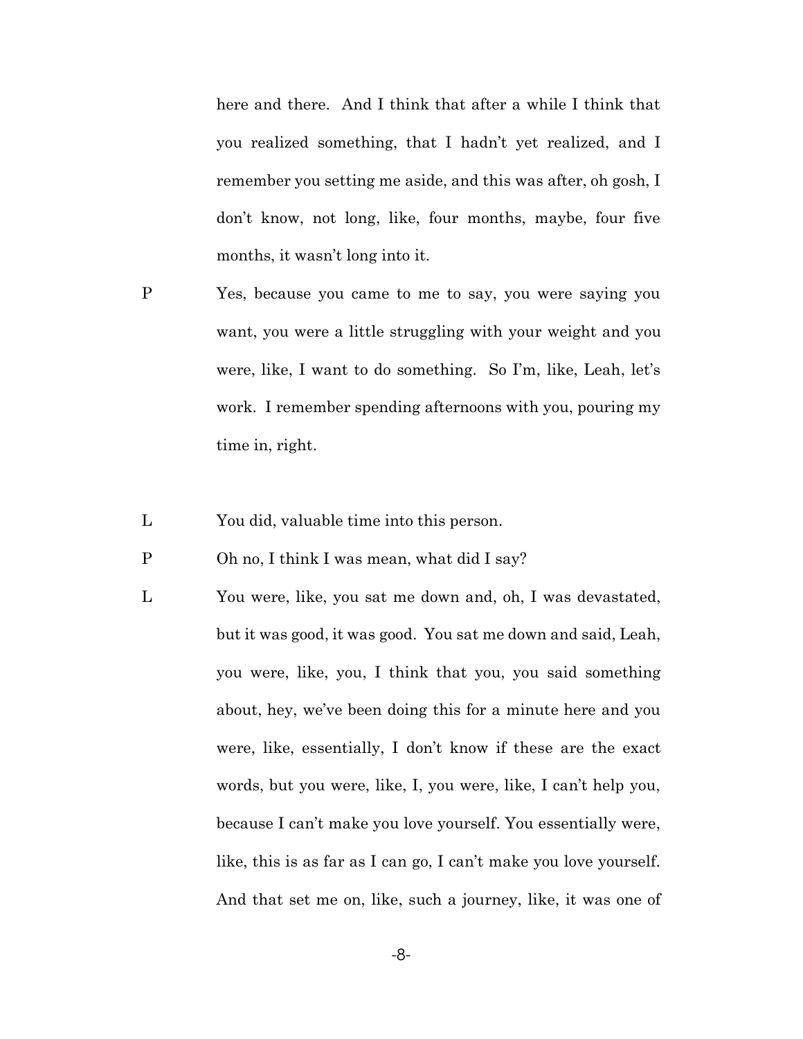here and there. And I think that after a while I think that you realized something, that I hadn't yet realized, and I remember you setting me aside, and this was after, oh gosh, I don't know, not long, like, four months, maybe, four five months, it wasn't long into it.

P Yes, because you came to me to say, you were saying you want, you were a little struggling with your weight and you were, like, I want to do something. So I'm, like, Leah, let's work. I remember spending afternoons with you, pouring my time in, right.

L You did, valuable time into this person.

P Oh no, I think I was mean, what did I say?

L You were, like, you sat me down and, oh, I was devastated, but it was good, it was good. You sat me down and said, Leah, you were, like, you, I think that you, you said something about, hey, we've been doing this for a minute here and you were, like, essentially, I don't know if these are the exact words, but you were, like, I, you were, like, I can't help you, because I can't make you love yourself. You essentially were, like, this is as far as I can go, I can't make you love yourself. And that set me on, like, such a journey, like, it was one of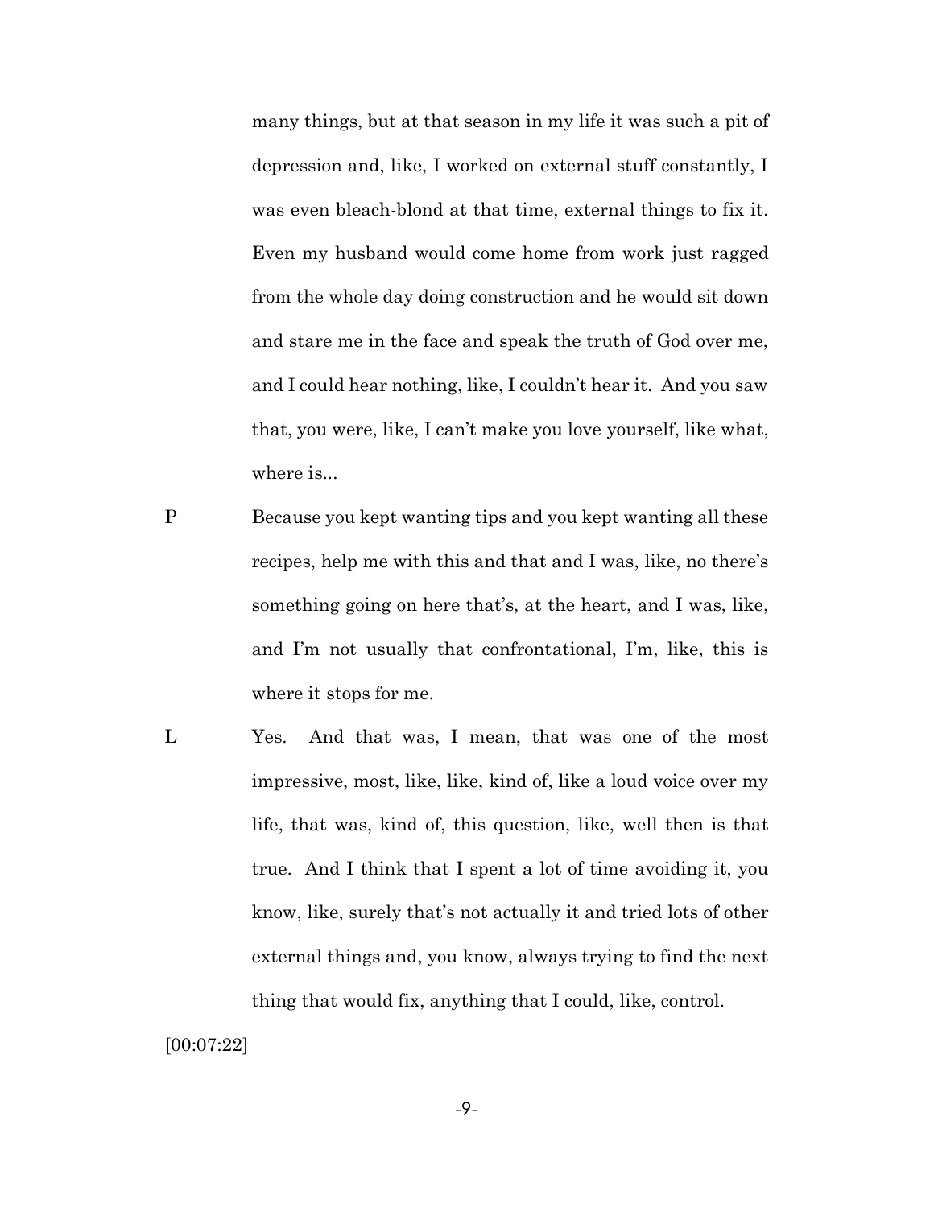many things, but at that season in my life it was such a pit of depression and, like, I worked on external stuff constantly, I was even bleach-blond at that time, external things to fix it. Even my husband would come home from work just ragged from the whole day doing construction and he would sit down and stare me in the face and speak the truth of God over me, and I could hear nothing, like, I couldn't hear it. And you saw that, you were, like, I can't make you love yourself, like what, where is...

P Because you kept wanting tips and you kept wanting all these recipes, help me with this and that and I was, like, no there's something going on here that's, at the heart, and I was, like, and I'm not usually that confrontational, I'm, like, this is where it stops for me.

L Yes. And that was, I mean, that was one of the most impressive, most, like, like, kind of, like a loud voice over my life, that was, kind of, this question, like, well then is that true. And I think that I spent a lot of time avoiding it, you know, like, surely that's not actually it and tried lots of other external things and, you know, always trying to find the next thing that would fix, anything that I could, like, control.

[00:07:22]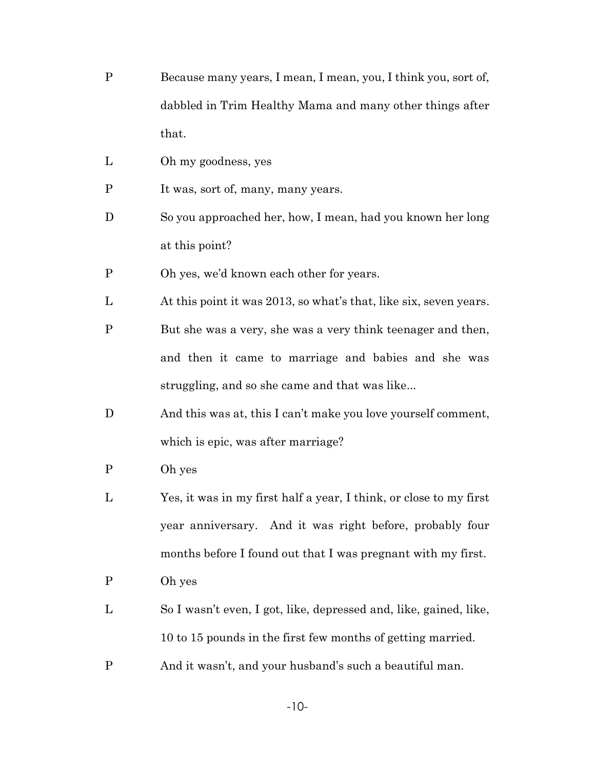P Because many years, I mean, I mean, you, I think you, sort of, dabbled in Trim Healthy Mama and many other things after that.

L Oh my goodness, yes

P It was, sort of, many, many years.

D So you approached her, how, I mean, had you known her long at this point?

P Oh yes, we'd known each other for years.

L At this point it was 2013, so what's that, like six, seven years.

P But she was a very, she was a very think teenager and then, and then it came to marriage and babies and she was struggling, and so she came and that was like...

D And this was at, this I can't make you love yourself comment, which is epic, was after marriage?

P Oh yes

L Yes, it was in my first half a year, I think, or close to my first year anniversary. And it was right before, probably four months before I found out that I was pregnant with my first.

P Oh yes

L So I wasn't even, I got, like, depressed and, like, gained, like, 10 to 15 pounds in the first few months of getting married.

P And it wasn't, and your husband's such a beautiful man.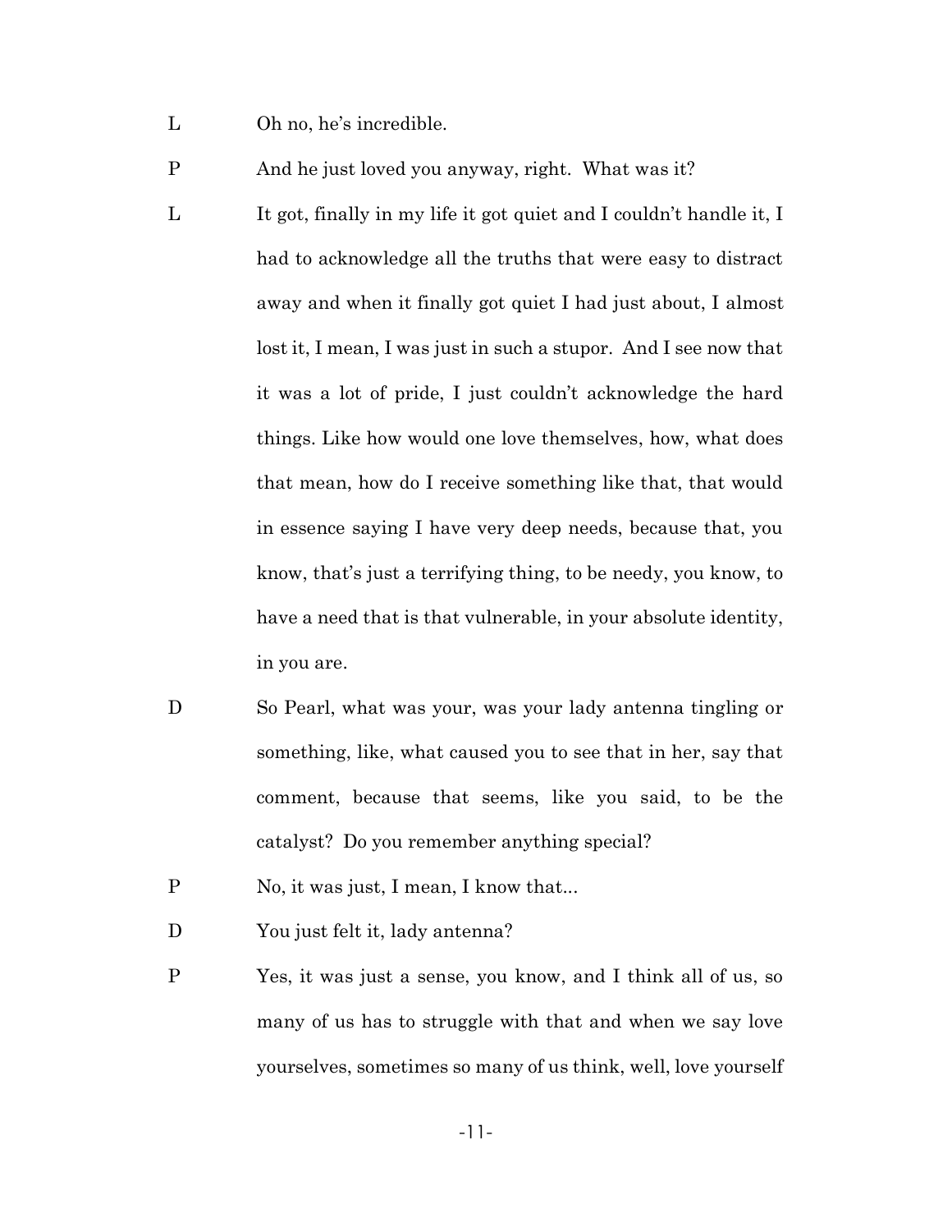L Oh no, he's incredible.

P And he just loved you anyway, right. What was it?

L It got, finally in my life it got quiet and I couldn't handle it, I had to acknowledge all the truths that were easy to distract away and when it finally got quiet I had just about, I almost lost it, I mean, I was just in such a stupor. And I see now that it was a lot of pride, I just couldn't acknowledge the hard things. Like how would one love themselves, how, what does that mean, how do I receive something like that, that would in essence saying I have very deep needs, because that, you know, that's just a terrifying thing, to be needy, you know, to have a need that is that vulnerable, in your absolute identity, in you are.

D So Pearl, what was your, was your lady antenna tingling or something, like, what caused you to see that in her, say that comment, because that seems, like you said, to be the catalyst? Do you remember anything special?

P No, it was just, I mean, I know that...

D You just felt it, lady antenna?

P Yes, it was just a sense, you know, and I think all of us, so many of us has to struggle with that and when we say love yourselves, sometimes so many of us think, well, love yourself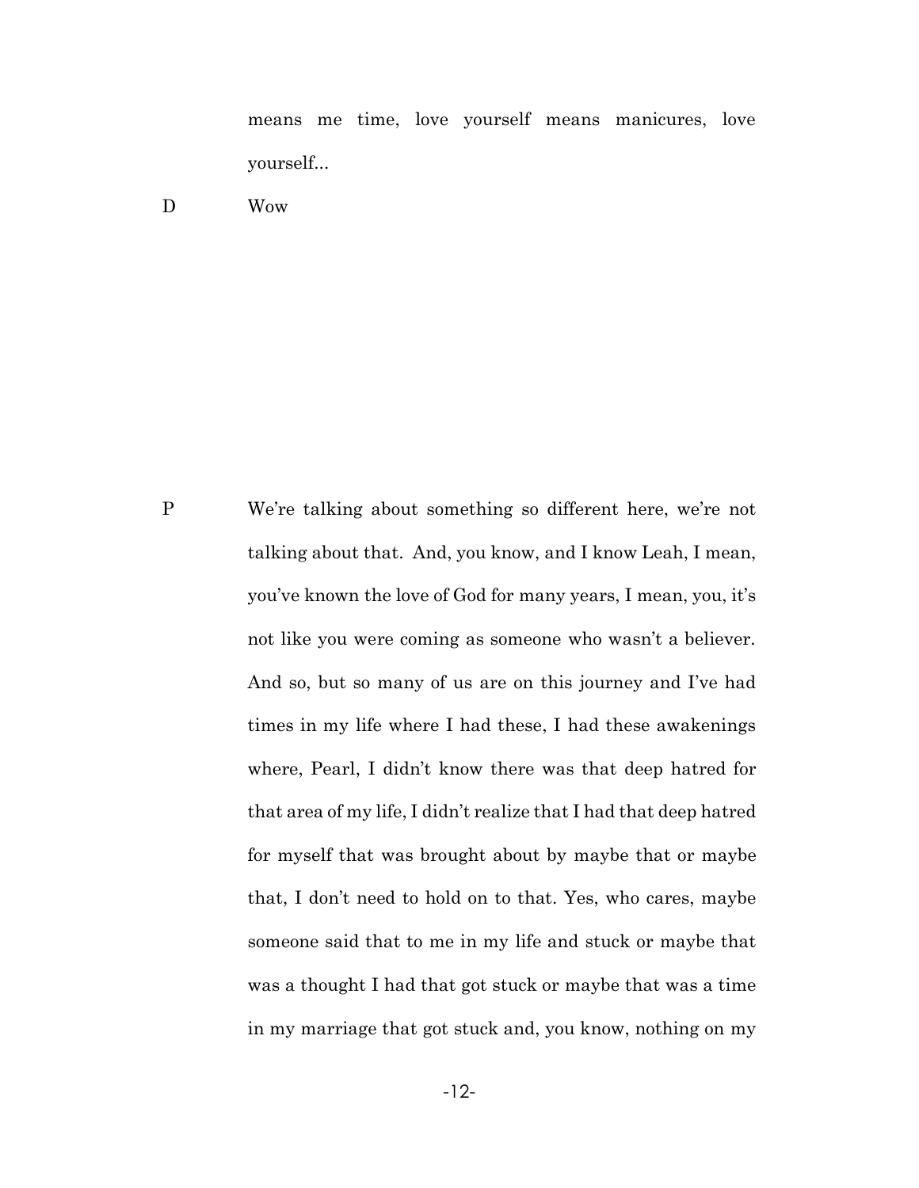means me time, love yourself means manicures, love yourself...

D Wow

P We're talking about something so different here, we're not talking about that. And, you know, and I know Leah, I mean, you've known the love of God for many years, I mean, you, it's not like you were coming as someone who wasn't a believer. And so, but so many of us are on this journey and I've had times in my life where I had these, I had these awakenings where, Pearl, I didn't know there was that deep hatred for that area of my life, I didn't realize that I had that deep hatred for myself that was brought about by maybe that or maybe that, I don't need to hold on to that. Yes, who cares, maybe someone said that to me in my life and stuck or maybe that was a thought I had that got stuck or maybe that was a time in my marriage that got stuck and, you know, nothing on my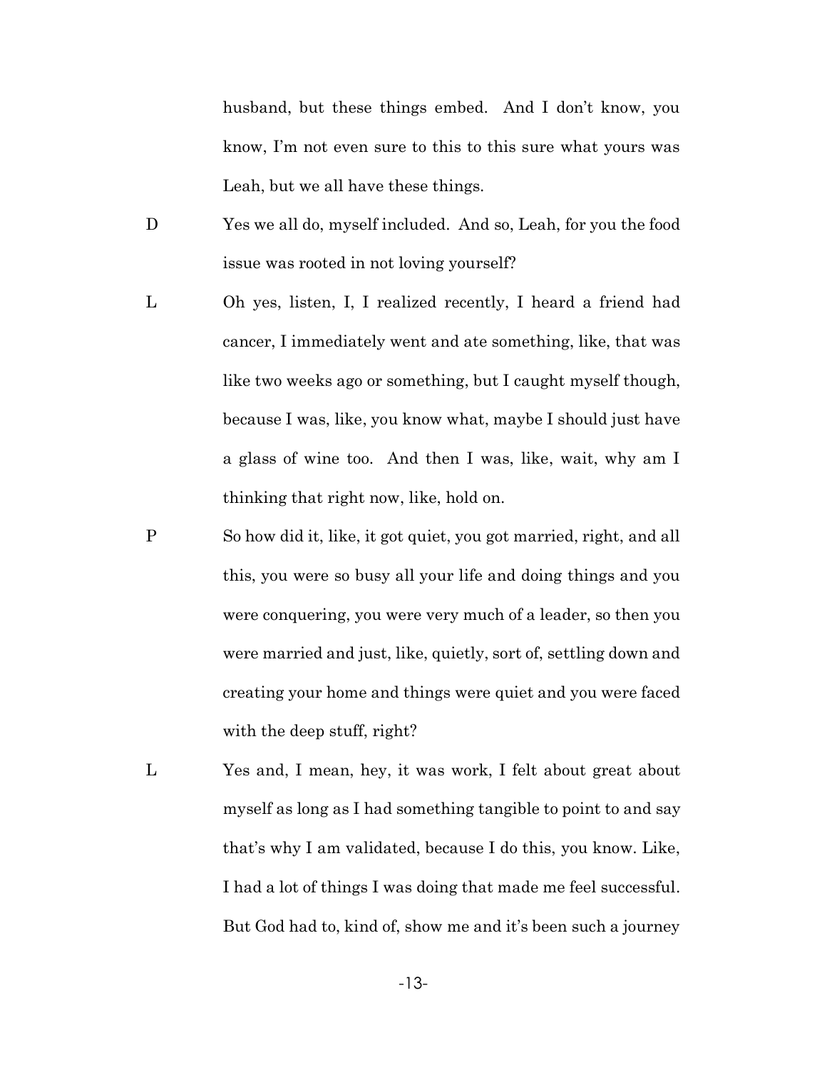husband, but these things embed. And I don't know, you know, I'm not even sure to this to this sure what yours was Leah, but we all have these things.

D Yes we all do, myself included. And so, Leah, for you the food issue was rooted in not loving yourself?

L Oh yes, listen, I, I realized recently, I heard a friend had cancer, I immediately went and ate something, like, that was like two weeks ago or something, but I caught myself though, because I was, like, you know what, maybe I should just have a glass of wine too. And then I was, like, wait, why am I thinking that right now, like, hold on.

P So how did it, like, it got quiet, you got married, right, and all this, you were so busy all your life and doing things and you were conquering, you were very much of a leader, so then you were married and just, like, quietly, sort of, settling down and creating your home and things were quiet and you were faced with the deep stuff, right?

L Yes and, I mean, hey, it was work, I felt about great about myself as long as I had something tangible to point to and say that's why I am validated, because I do this, you know. Like, I had a lot of things I was doing that made me feel successful. But God had to, kind of, show me and it's been such a journey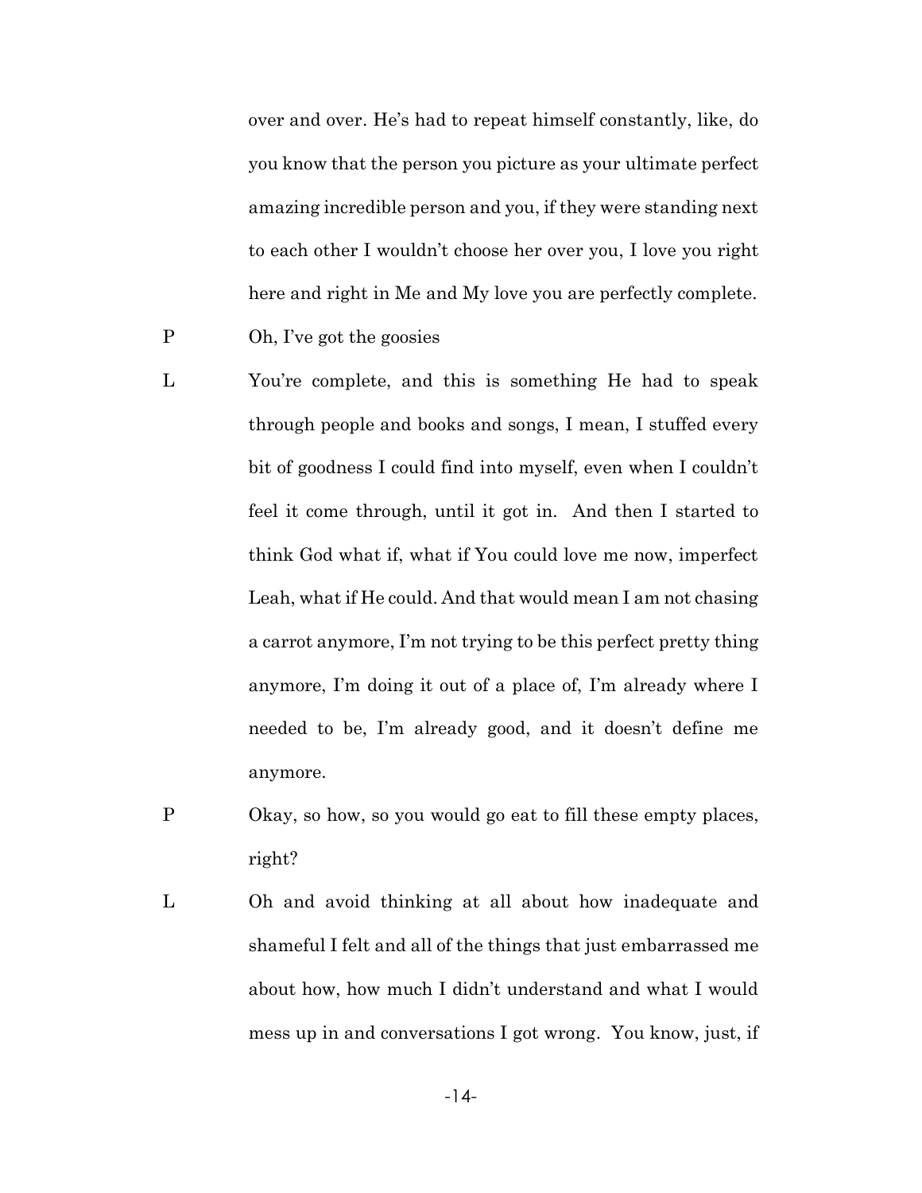over and over. He's had to repeat himself constantly, like, do you know that the person you picture as your ultimate perfect amazing incredible person and you, if they were standing next to each other I wouldn't choose her over you, I love you right here and right in Me and My love you are perfectly complete.

P Oh, I've got the goosies

L You're complete, and this is something He had to speak through people and books and songs, I mean, I stuffed every bit of goodness I could find into myself, even when I couldn't feel it come through, until it got in. And then I started to think God what if, what if You could love me now, imperfect Leah, what if He could. And that would mean I am not chasing a carrot anymore, I'm not trying to be this perfect pretty thing anymore, I'm doing it out of a place of, I'm already where I needed to be, I'm already good, and it doesn't define me anymore.

P Okay, so how, so you would go eat to fill these empty places, right?

L Oh and avoid thinking at all about how inadequate and shameful I felt and all of the things that just embarrassed me about how, how much I didn't understand and what I would mess up in and conversations I got wrong. You know, just, if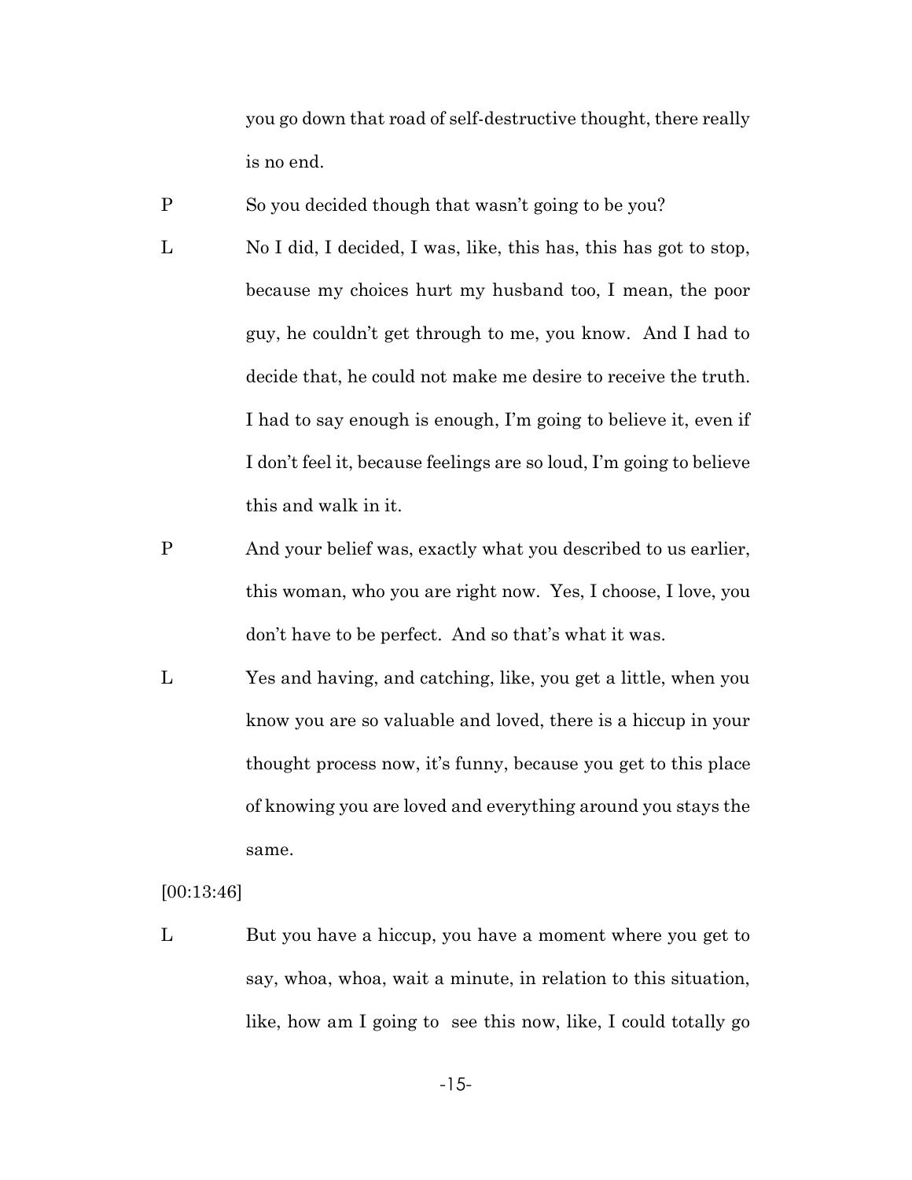you go down that road of self-destructive thought, there really is no end.

P So you decided though that wasn't going to be you?

L No I did, I decided, I was, like, this has, this has got to stop, because my choices hurt my husband too, I mean, the poor guy, he couldn't get through to me, you know. And I had to decide that, he could not make me desire to receive the truth. I had to say enough is enough, I'm going to believe it, even if I don't feel it, because feelings are so loud, I'm going to believe this and walk in it.

P And your belief was, exactly what you described to us earlier, this woman, who you are right now. Yes, I choose, I love, you don't have to be perfect. And so that's what it was.

L Yes and having, and catching, like, you get a little, when you know you are so valuable and loved, there is a hiccup in your thought process now, it's funny, because you get to this place of knowing you are loved and everything around you stays the same.

[00:13:46]

L But you have a hiccup, you have a moment where you get to say, whoa, whoa, wait a minute, in relation to this situation, like, how am I going to see this now, like, I could totally go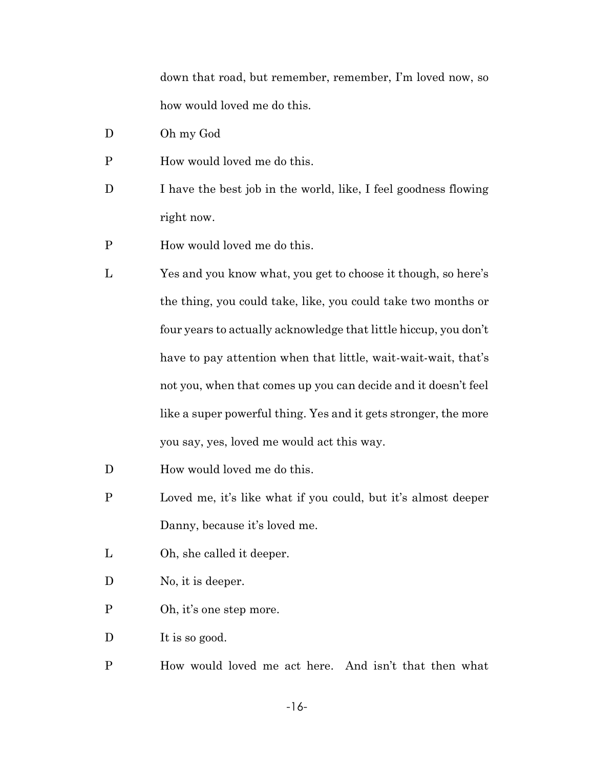down that road, but remember, remember, I'm loved now, so how would loved me do this.

D Oh my God

P How would loved me do this.

D I have the best job in the world, like, I feel goodness flowing right now.

P How would loved me do this.

L Yes and you know what, you get to choose it though, so here's the thing, you could take, like, you could take two months or four years to actually acknowledge that little hiccup, you don't have to pay attention when that little, wait-wait-wait, that's not you, when that comes up you can decide and it doesn't feel like a super powerful thing. Yes and it gets stronger, the more you say, yes, loved me would act this way.

D How would loved me do this.

P Loved me, it's like what if you could, but it's almost deeper Danny, because it's loved me.

L Oh, she called it deeper.

D No, it is deeper.

P Oh, it's one step more.

D It is so good.

P How would loved me act here. And isn't that then what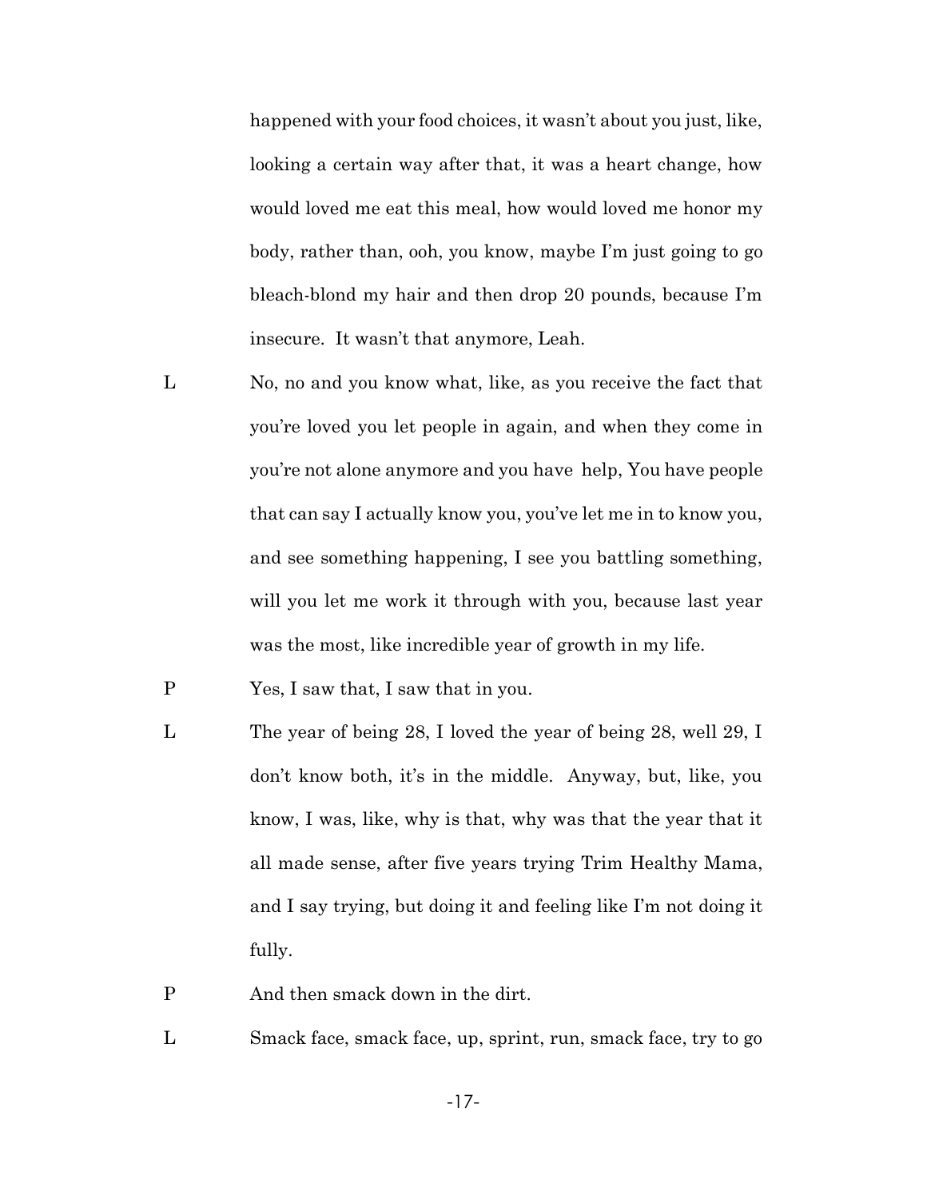happened with your food choices, it wasn't about you just, like, looking a certain way after that, it was a heart change, how would loved me eat this meal, how would loved me honor my body, rather than, ooh, you know, maybe I'm just going to go bleach-blond my hair and then drop 20 pounds, because I'm insecure. It wasn't that anymore, Leah.

L No, no and you know what, like, as you receive the fact that you're loved you let people in again, and when they come in you're not alone anymore and you have help, You have people that can say I actually know you, you've let me in to know you, and see something happening, I see you battling something, will you let me work it through with you, because last year was the most, like incredible year of growth in my life.

P Yes, I saw that, I saw that in you.

L The year of being 28, I loved the year of being 28, well 29, I don't know both, it's in the middle. Anyway, but, like, you know, I was, like, why is that, why was that the year that it all made sense, after five years trying Trim Healthy Mama, and I say trying, but doing it and feeling like I'm not doing it fully.

P And then smack down in the dirt.

L Smack face, smack face, up, sprint, run, smack face, try to go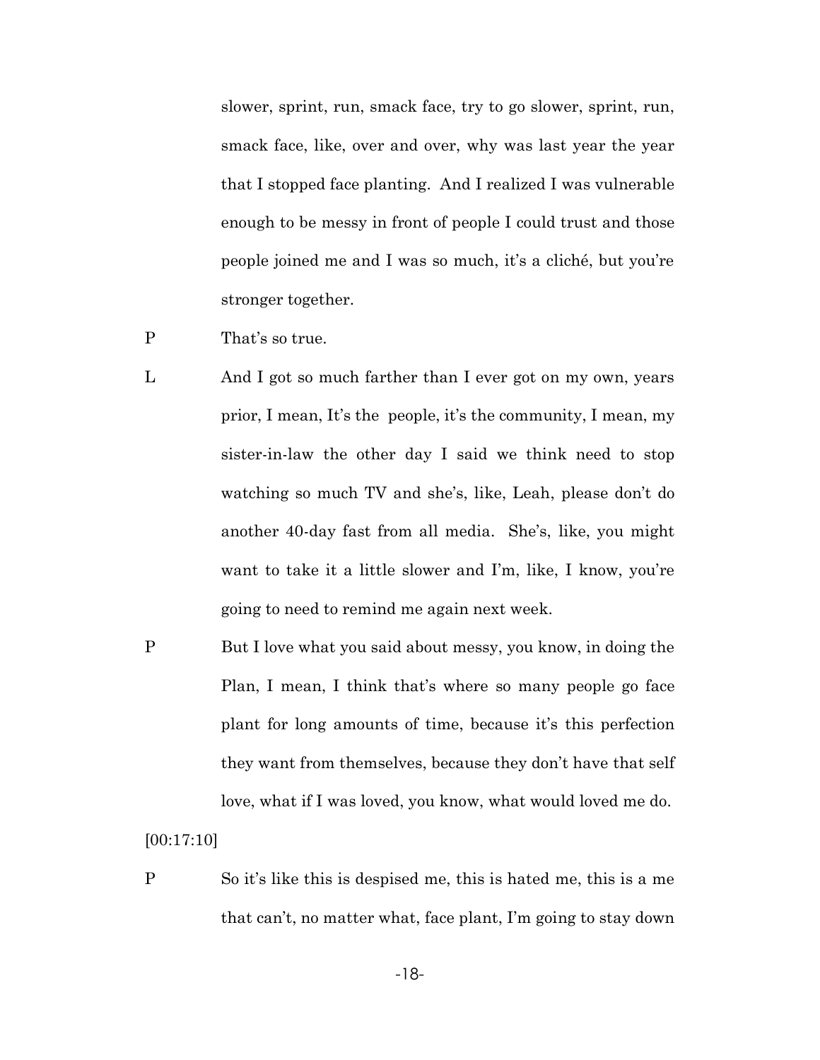slower, sprint, run, smack face, try to go slower, sprint, run, smack face, like, over and over, why was last year the year that I stopped face planting. And I realized I was vulnerable enough to be messy in front of people I could trust and those people joined me and I was so much, it's a cliché, but you're stronger together.

P That's so true.

L And I got so much farther than I ever got on my own, years prior, I mean, It's the people, it's the community, I mean, my sister-in-law the other day I said we think need to stop watching so much TV and she's, like, Leah, please don't do another 40-day fast from all media. She's, like, you might want to take it a little slower and I'm, like, I know, you're going to need to remind me again next week.

P But I love what you said about messy, you know, in doing the Plan, I mean, I think that's where so many people go face plant for long amounts of time, because it's this perfection they want from themselves, because they don't have that self love, what if I was loved, you know, what would loved me do.

[00:17:10]

P So it's like this is despised me, this is hated me, this is a me that can't, no matter what, face plant, I'm going to stay down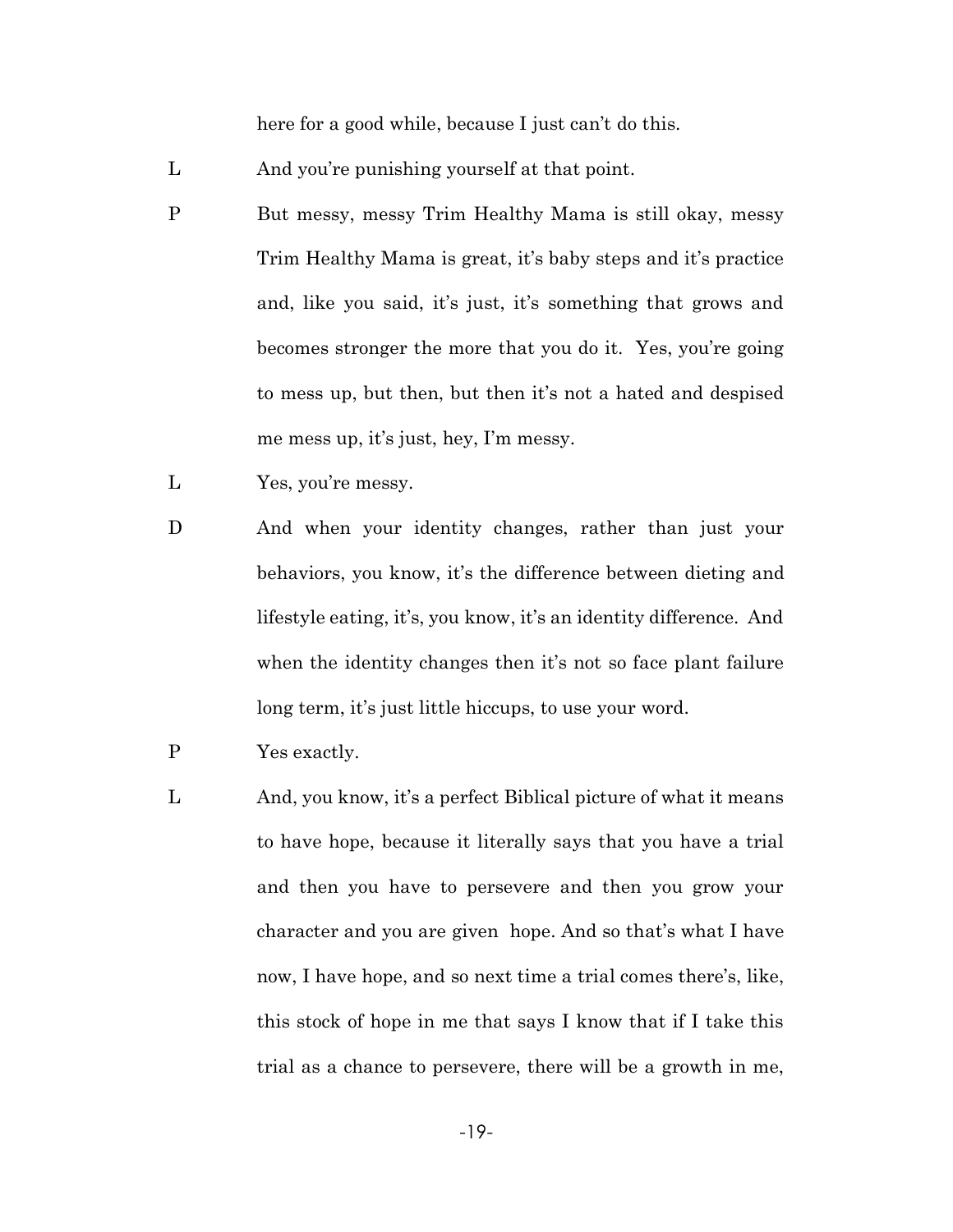here for a good while, because I just can't do this.

L And you're punishing yourself at that point.

P But messy, messy Trim Healthy Mama is still okay, messy Trim Healthy Mama is great, it's baby steps and it's practice and, like you said, it's just, it's something that grows and becomes stronger the more that you do it. Yes, you're going to mess up, but then, but then it's not a hated and despised me mess up, it's just, hey, I'm messy.

L Yes, you're messy.

D And when your identity changes, rather than just your behaviors, you know, it's the difference between dieting and lifestyle eating, it's, you know, it's an identity difference. And when the identity changes then it's not so face plant failure long term, it's just little hiccups, to use your word.

P Yes exactly.

L And, you know, it's a perfect Biblical picture of what it means to have hope, because it literally says that you have a trial and then you have to persevere and then you grow your character and you are given hope. And so that's what I have now, I have hope, and so next time a trial comes there's, like, this stock of hope in me that says I know that if I take this trial as a chance to persevere, there will be a growth in me,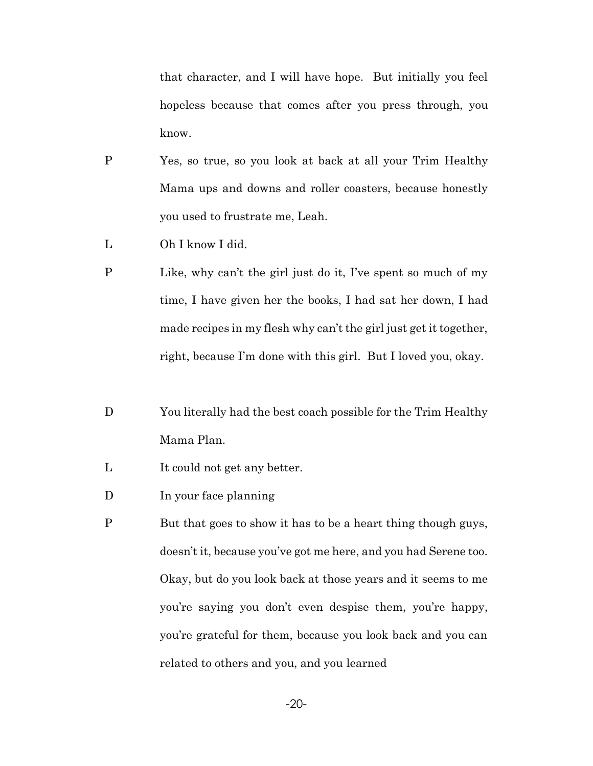that character, and I will have hope. But initially you feel hopeless because that comes after you press through, you know.

P Yes, so true, so you look at back at all your Trim Healthy Mama ups and downs and roller coasters, because honestly you used to frustrate me, Leah.

L Oh I know I did.

P Like, why can't the girl just do it, I've spent so much of my time, I have given her the books, I had sat her down, I had made recipes in my flesh why can't the girl just get it together, right, because I'm done with this girl. But I loved you, okay.

D You literally had the best coach possible for the Trim Healthy Mama Plan.

L It could not get any better.

D In your face planning

P But that goes to show it has to be a heart thing though guys, doesn't it, because you've got me here, and you had Serene too. Okay, but do you look back at those years and it seems to me you're saying you don't even despise them, you're happy, you're grateful for them, because you look back and you can related to others and you, and you learned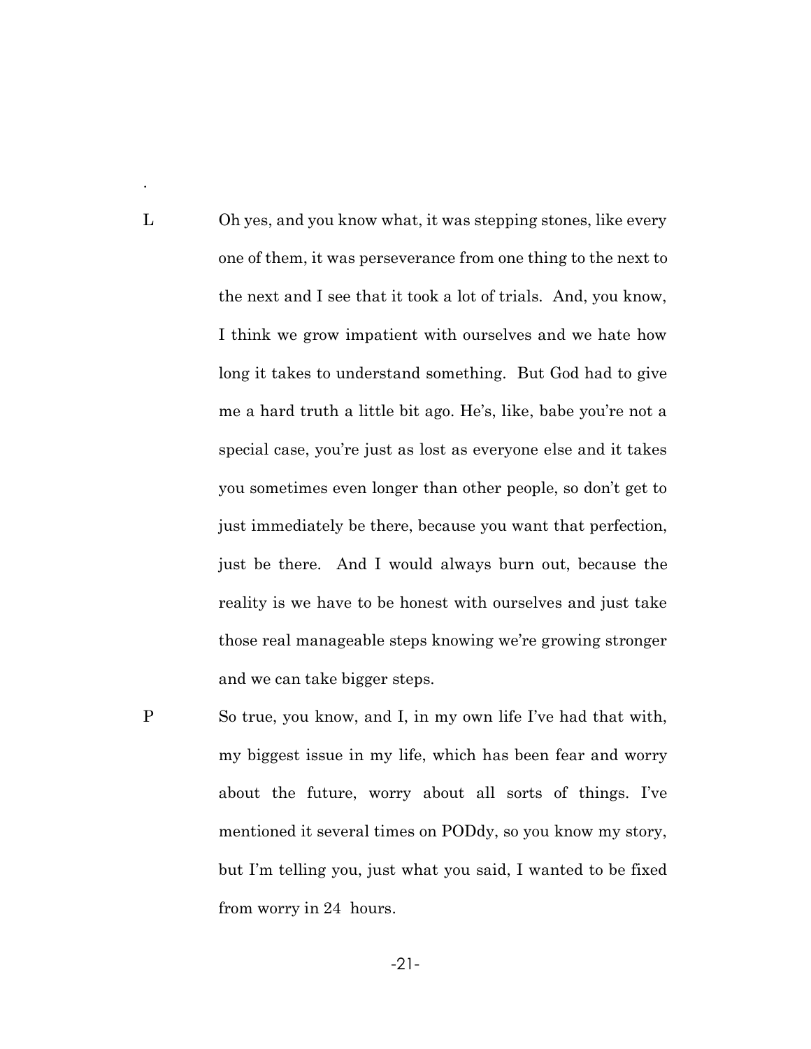.

L Oh yes, and you know what, it was stepping stones, like every one of them, it was perseverance from one thing to the next to the next and I see that it took a lot of trials. And, you know, I think we grow impatient with ourselves and we hate how long it takes to understand something. But God had to give me a hard truth a little bit ago. He's, like, babe you're not a special case, you're just as lost as everyone else and it takes you sometimes even longer than other people, so don't get to just immediately be there, because you want that perfection, just be there. And I would always burn out, because the reality is we have to be honest with ourselves and just take those real manageable steps knowing we're growing stronger and we can take bigger steps.

P So true, you know, and I, in my own life I've had that with, my biggest issue in my life, which has been fear and worry about the future, worry about all sorts of things. I've mentioned it several times on PODdy, so you know my story, but I'm telling you, just what you said, I wanted to be fixed from worry in 24 hours.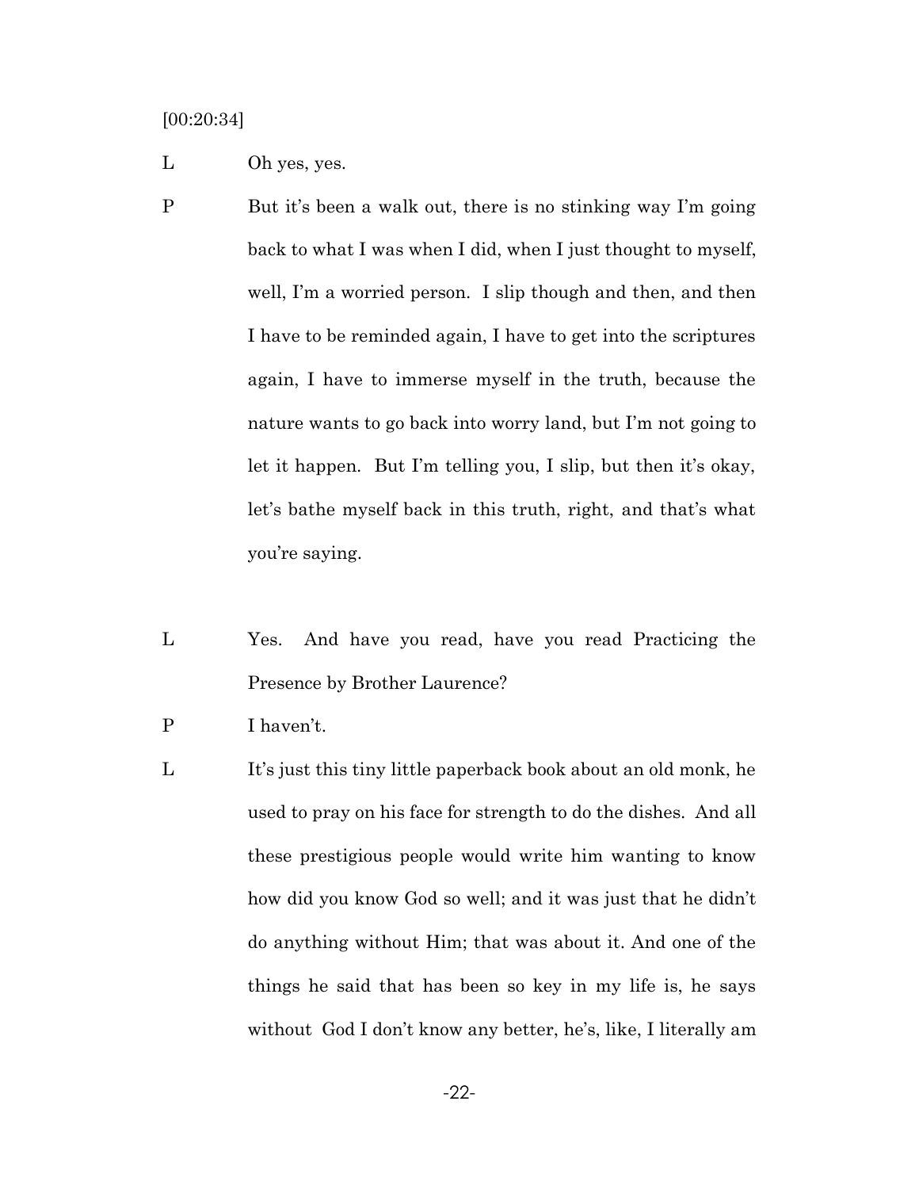[00:20:34]

L Oh yes, yes.

P But it's been a walk out, there is no stinking way I'm going back to what I was when I did, when I just thought to myself, well, I'm a worried person. I slip though and then, and then I have to be reminded again, I have to get into the scriptures again, I have to immerse myself in the truth, because the nature wants to go back into worry land, but I'm not going to let it happen. But I'm telling you, I slip, but then it's okay, let's bathe myself back in this truth, right, and that's what you're saying.

L Yes. And have you read, have you read Practicing the Presence by Brother Laurence?

P I haven't.

L It's just this tiny little paperback book about an old monk, he used to pray on his face for strength to do the dishes. And all these prestigious people would write him wanting to know how did you know God so well; and it was just that he didn't do anything without Him; that was about it. And one of the things he said that has been so key in my life is, he says without God I don't know any better, he's, like, I literally am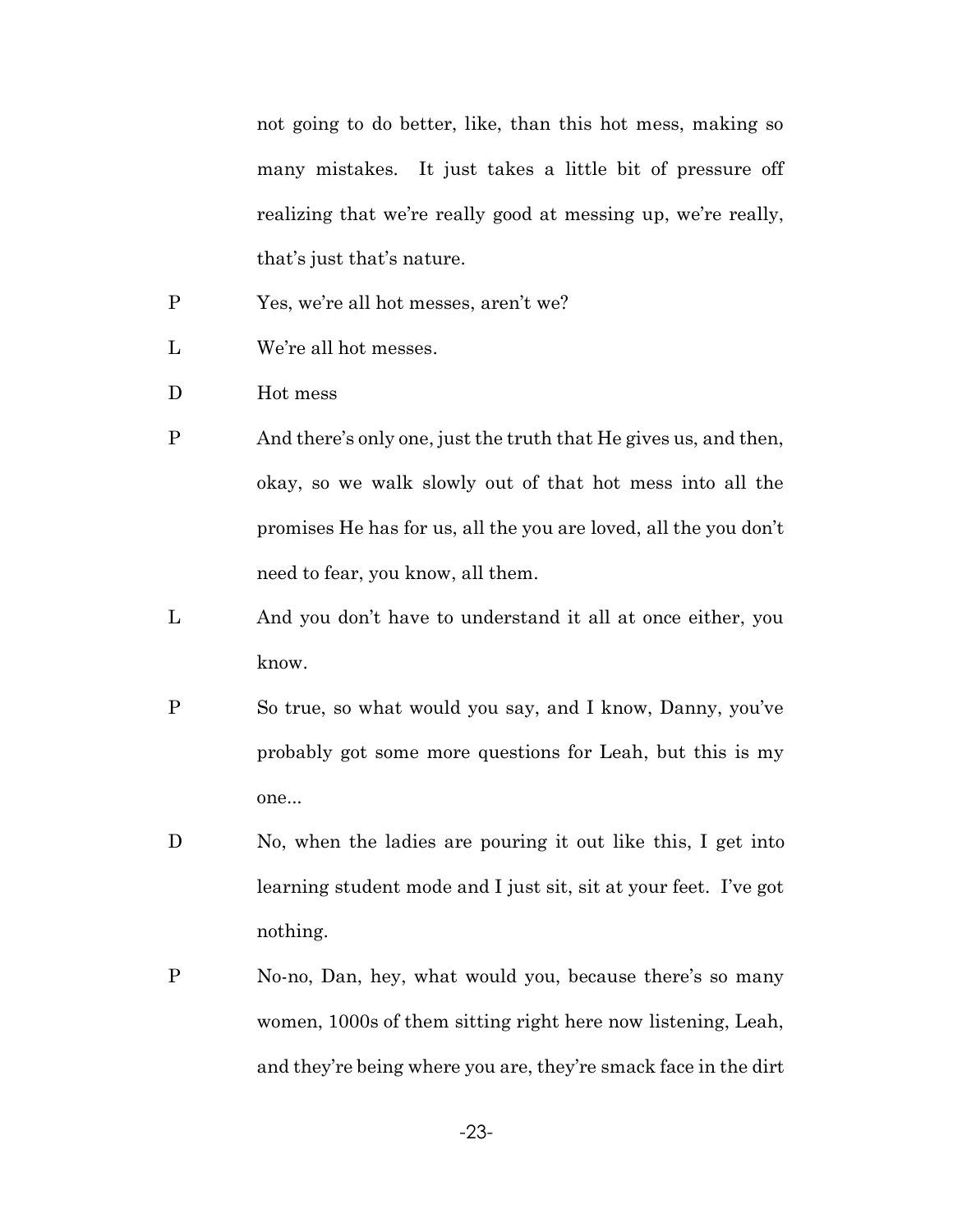not going to do better, like, than this hot mess, making so many mistakes. It just takes a little bit of pressure off realizing that we're really good at messing up, we're really, that's just that's nature.

P Yes, we're all hot messes, aren't we?

L We're all hot messes.

D Hot mess

P And there's only one, just the truth that He gives us, and then, okay, so we walk slowly out of that hot mess into all the promises He has for us, all the you are loved, all the you don't need to fear, you know, all them.

L And you don't have to understand it all at once either, you know.

P So true, so what would you say, and I know, Danny, you've probably got some more questions for Leah, but this is my one...

D No, when the ladies are pouring it out like this, I get into learning student mode and I just sit, sit at your feet. I've got nothing.

P No-no, Dan, hey, what would you, because there's so many women, 1000s of them sitting right here now listening, Leah, and they're being where you are, they're smack face in the dirt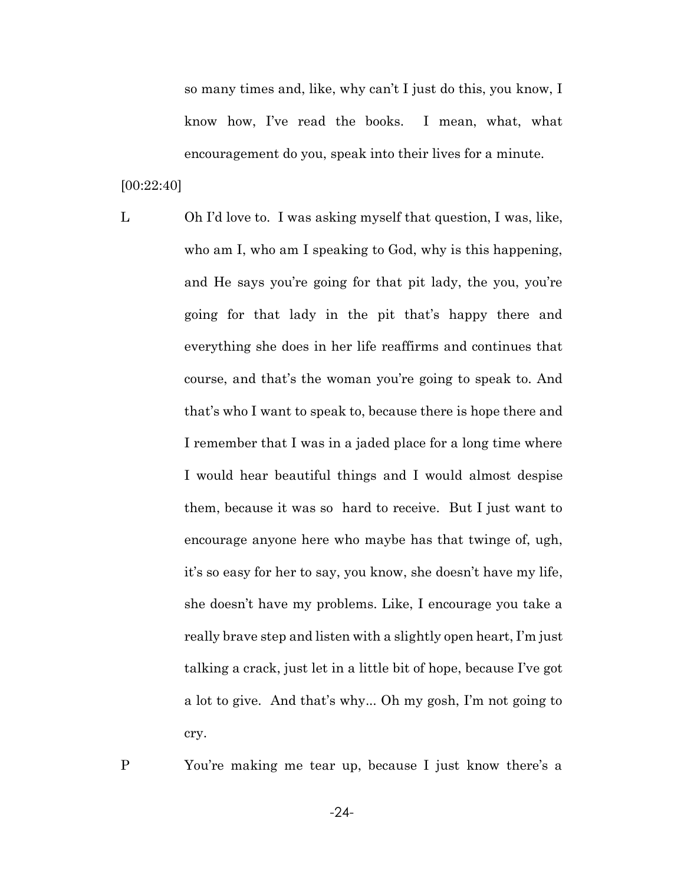so many times and, like, why can't I just do this, you know, I know how, I've read the books. I mean, what, what encouragement do you, speak into their lives for a minute.

[00:22:40]

L Oh I'd love to. I was asking myself that question, I was, like, who am I, who am I speaking to God, why is this happening, and He says you're going for that pit lady, the you, you're going for that lady in the pit that's happy there and everything she does in her life reaffirms and continues that course, and that's the woman you're going to speak to. And that's who I want to speak to, because there is hope there and I remember that I was in a jaded place for a long time where I would hear beautiful things and I would almost despise them, because it was so hard to receive. But I just want to encourage anyone here who maybe has that twinge of, ugh, it's so easy for her to say, you know, she doesn't have my life, she doesn't have my problems. Like, I encourage you take a really brave step and listen with a slightly open heart, I'm just talking a crack, just let in a little bit of hope, because I've got a lot to give. And that's why... Oh my gosh, I'm not going to cry.

P You're making me tear up, because I just know there's a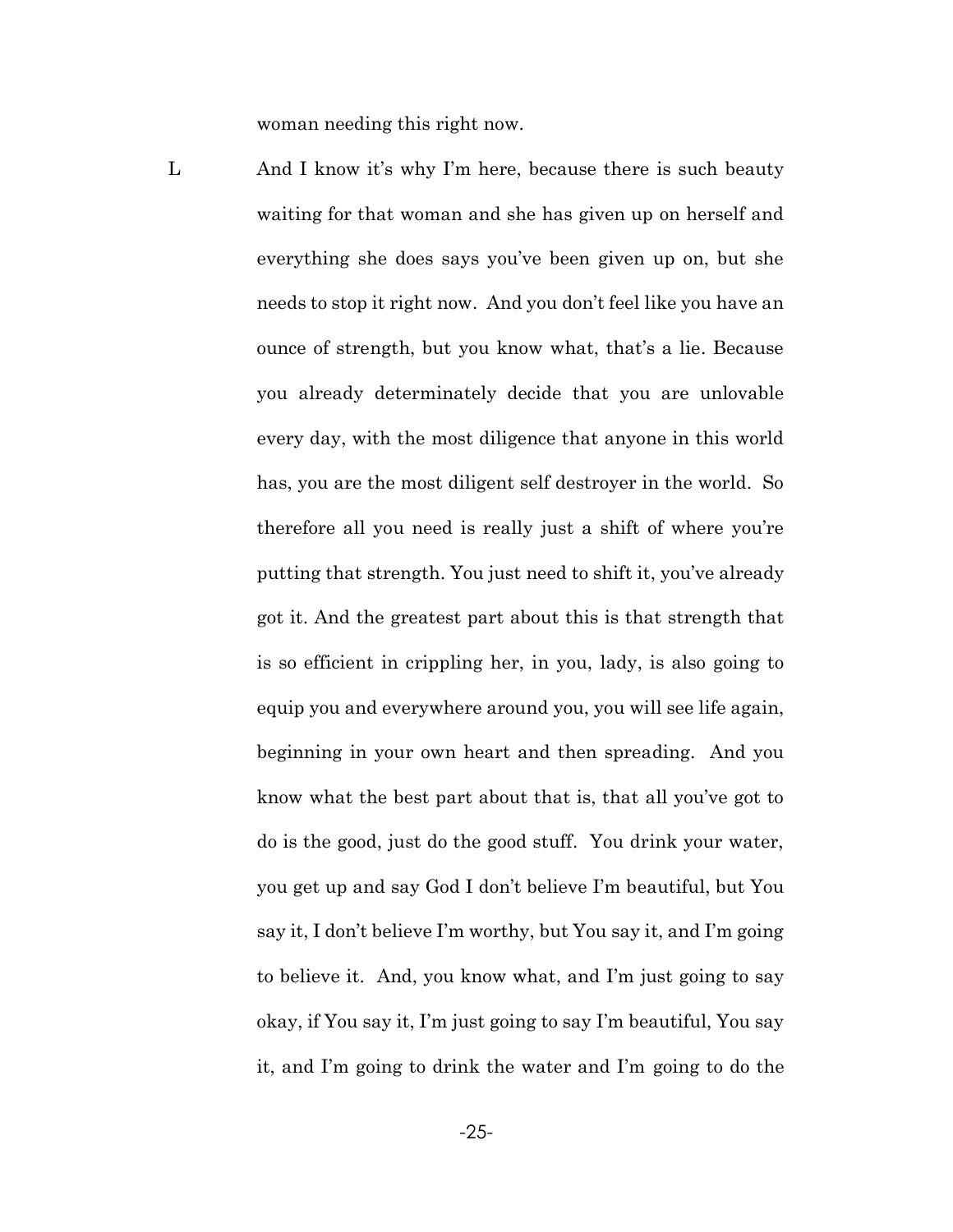woman needing this right now.

L And I know it's why I'm here, because there is such beauty waiting for that woman and she has given up on herself and everything she does says you've been given up on, but she needs to stop it right now. And you don't feel like you have an ounce of strength, but you know what, that's a lie. Because you already determinately decide that you are unlovable every day, with the most diligence that anyone in this world has, you are the most diligent self destroyer in the world. So therefore all you need is really just a shift of where you're putting that strength. You just need to shift it, you've already got it. And the greatest part about this is that strength that is so efficient in crippling her, in you, lady, is also going to equip you and everywhere around you, you will see life again, beginning in your own heart and then spreading. And you know what the best part about that is, that all you've got to do is the good, just do the good stuff. You drink your water, you get up and say God I don't believe I'm beautiful, but You say it, I don't believe I'm worthy, but You say it, and I'm going to believe it. And, you know what, and I'm just going to say okay, if You say it, I'm just going to say I'm beautiful, You say it, and I'm going to drink the water and I'm going to do the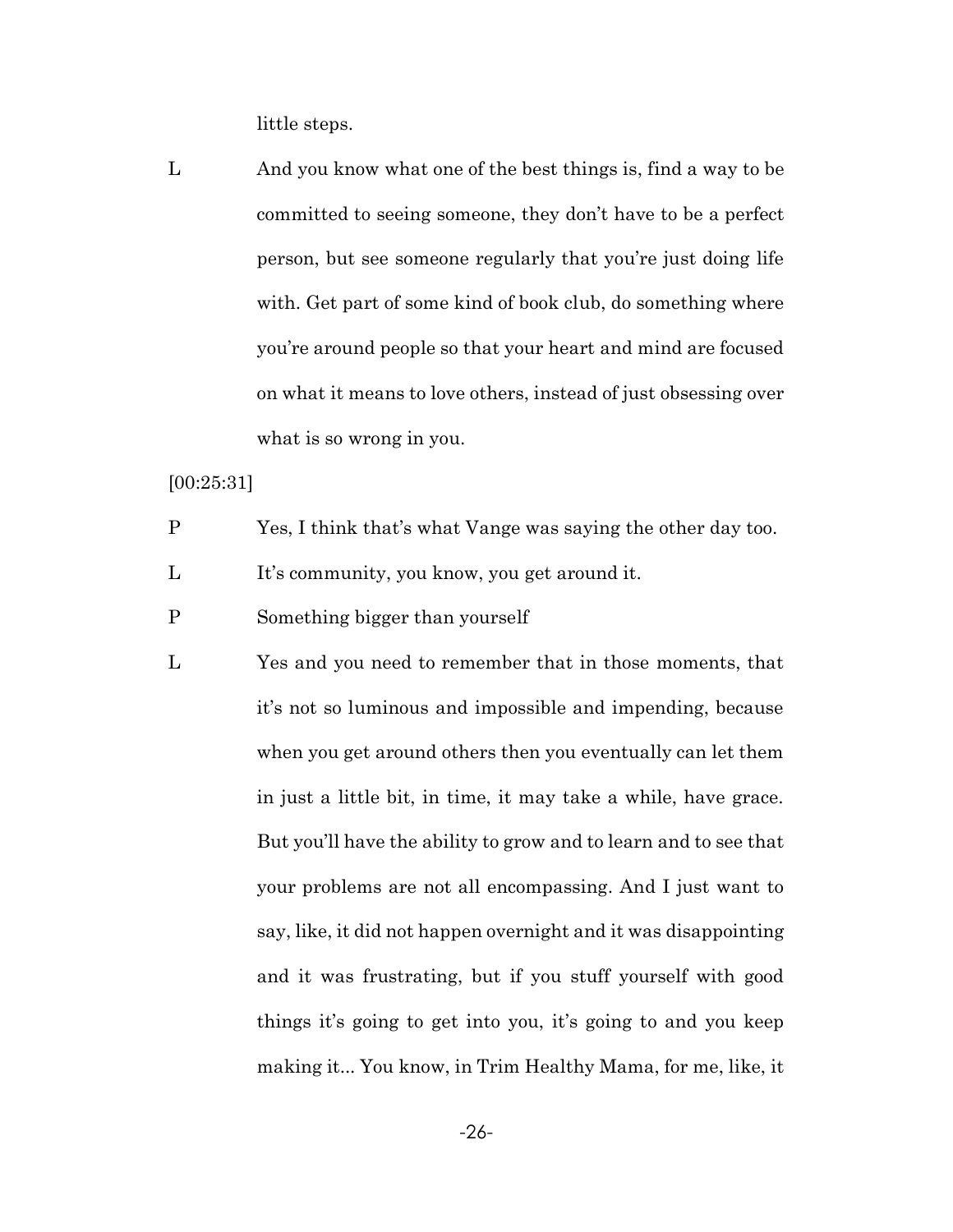little steps.

L And you know what one of the best things is, find a way to be committed to seeing someone, they don't have to be a perfect person, but see someone regularly that you're just doing life with. Get part of some kind of book club, do something where you're around people so that your heart and mind are focused on what it means to love others, instead of just obsessing over what is so wrong in you.

[00:25:31]

P Yes, I think that's what Vange was saying the other day too.

L It's community, you know, you get around it.

P Something bigger than yourself

L Yes and you need to remember that in those moments, that it's not so luminous and impossible and impending, because when you get around others then you eventually can let them in just a little bit, in time, it may take a while, have grace. But you'll have the ability to grow and to learn and to see that your problems are not all encompassing. And I just want to say, like, it did not happen overnight and it was disappointing and it was frustrating, but if you stuff yourself with good things it's going to get into you, it's going to and you keep making it... You know, in Trim Healthy Mama, for me, like, it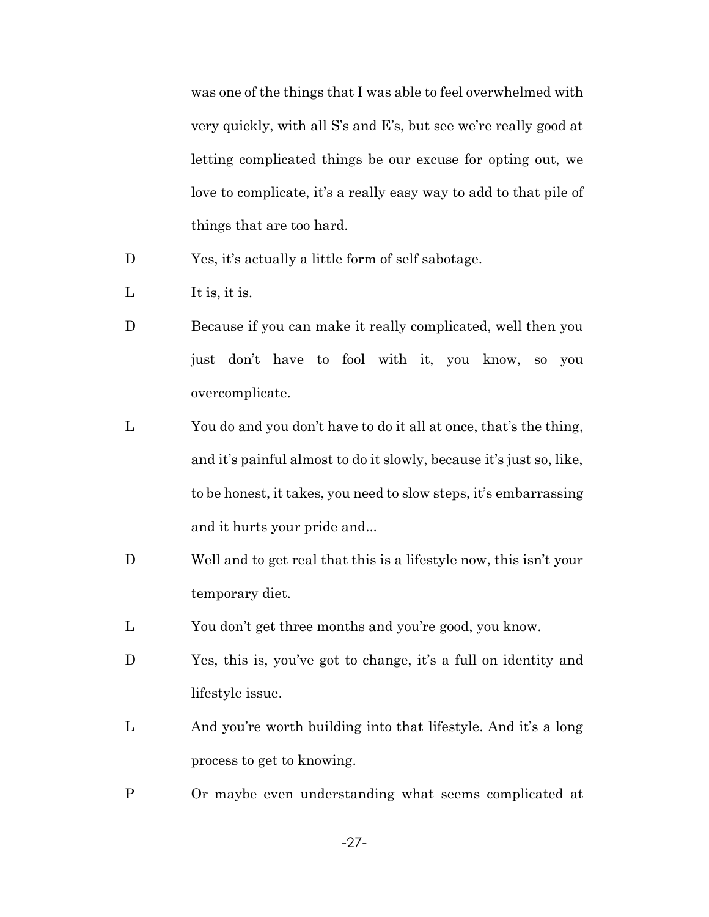was one of the things that I was able to feel overwhelmed with very quickly, with all S's and E's, but see we're really good at letting complicated things be our excuse for opting out, we love to complicate, it's a really easy way to add to that pile of things that are too hard.

D Yes, it's actually a little form of self sabotage.

L It is, it is.

D Because if you can make it really complicated, well then you just don't have to fool with it, you know, so you overcomplicate.

L You do and you don't have to do it all at once, that's the thing, and it's painful almost to do it slowly, because it's just so, like, to be honest, it takes, you need to slow steps, it's embarrassing and it hurts your pride and...

D Well and to get real that this is a lifestyle now, this isn't your temporary diet.

L You don't get three months and you're good, you know.

D Yes, this is, you've got to change, it's a full on identity and lifestyle issue.

L And you're worth building into that lifestyle. And it's a long process to get to knowing.

P Or maybe even understanding what seems complicated at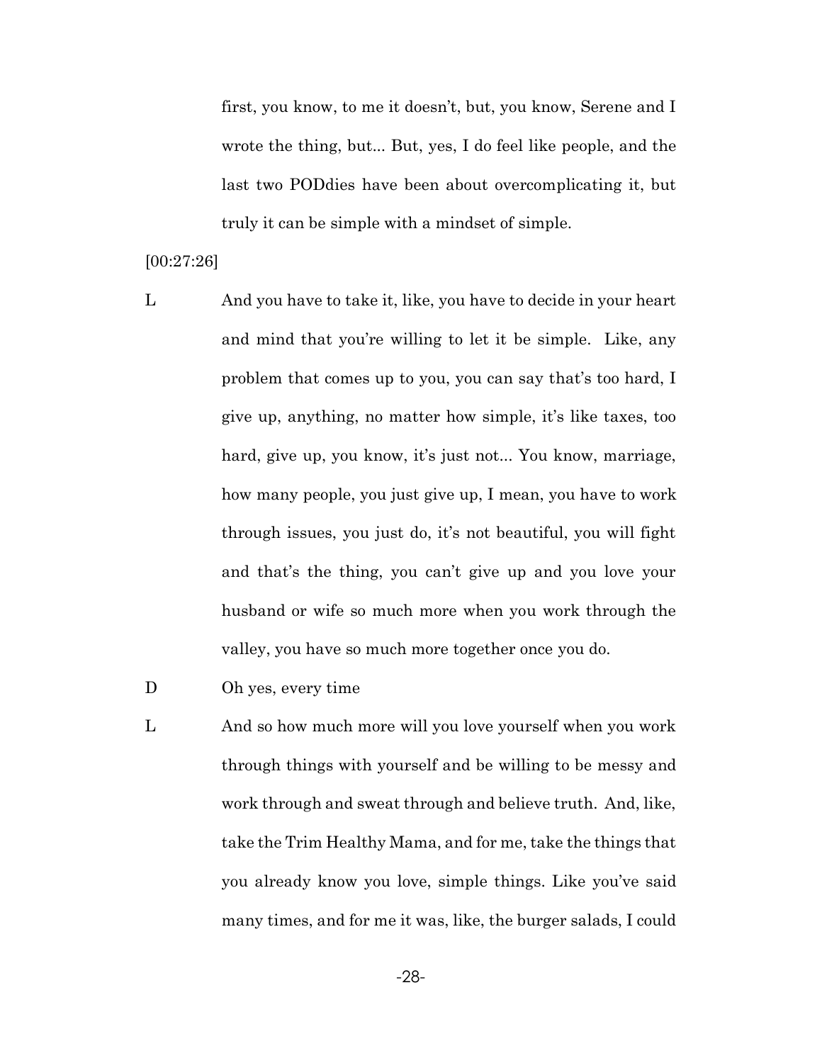first, you know, to me it doesn't, but, you know, Serene and I wrote the thing, but... But, yes, I do feel like people, and the last two PODdies have been about overcomplicating it, but truly it can be simple with a mindset of simple.

[00:27:26]

L And you have to take it, like, you have to decide in your heart and mind that you're willing to let it be simple. Like, any problem that comes up to you, you can say that's too hard, I give up, anything, no matter how simple, it's like taxes, too hard, give up, you know, it's just not... You know, marriage, how many people, you just give up, I mean, you have to work through issues, you just do, it's not beautiful, you will fight and that's the thing, you can't give up and you love your husband or wife so much more when you work through the valley, you have so much more together once you do.

D Oh yes, every time

L And so how much more will you love yourself when you work through things with yourself and be willing to be messy and work through and sweat through and believe truth. And, like, take the Trim Healthy Mama, and for me, take the things that you already know you love, simple things. Like you've said many times, and for me it was, like, the burger salads, I could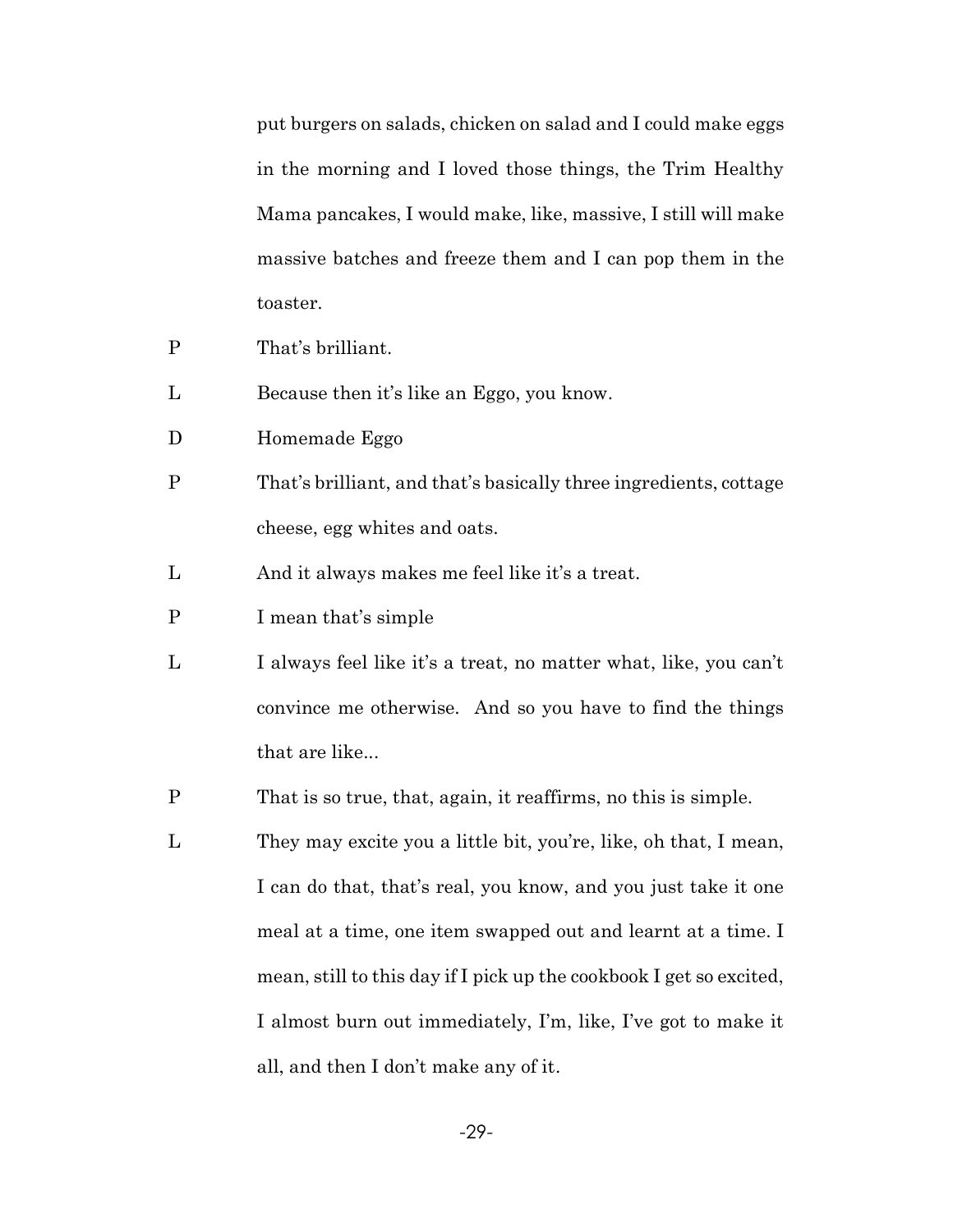put burgers on salads, chicken on salad and I could make eggs in the morning and I loved those things, the Trim Healthy Mama pancakes, I would make, like, massive, I still will make massive batches and freeze them and I can pop them in the toaster.

P That's brilliant.

L Because then it's like an Eggo, you know.

D Homemade Eggo

P That's brilliant, and that's basically three ingredients, cottage cheese, egg whites and oats.

L And it always makes me feel like it's a treat.

P I mean that's simple

L I always feel like it's a treat, no matter what, like, you can't convince me otherwise. And so you have to find the things that are like...

P That is so true, that, again, it reaffirms, no this is simple.

L They may excite you a little bit, you're, like, oh that, I mean, I can do that, that's real, you know, and you just take it one meal at a time, one item swapped out and learnt at a time. I mean, still to this day if I pick up the cookbook I get so excited, I almost burn out immediately, I'm, like, I've got to make it all, and then I don't make any of it.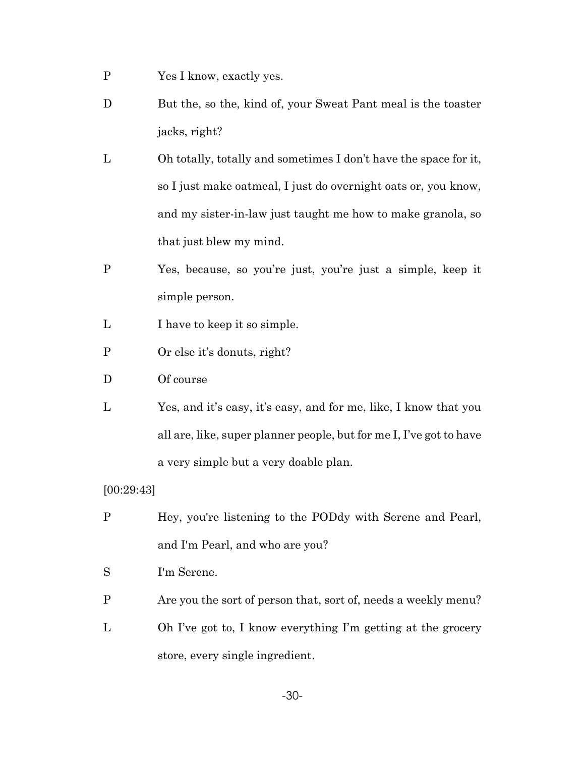P Yes I know, exactly yes.

D But the, so the, kind of, your Sweat Pant meal is the toaster jacks, right?

L Oh totally, totally and sometimes I don't have the space for it, so I just make oatmeal, I just do overnight oats or, you know, and my sister-in-law just taught me how to make granola, so that just blew my mind.

P Yes, because, so you're just, you're just a simple, keep it simple person.

L I have to keep it so simple.

P Or else it's donuts, right?

D Of course

L Yes, and it's easy, it's easy, and for me, like, I know that you all are, like, super planner people, but for me I, I've got to have a very simple but a very doable plan.

[00:29:43]

P Hey, you're listening to the PODdy with Serene and Pearl, and I'm Pearl, and who are you?

S I'm Serene.

P Are you the sort of person that, sort of, needs a weekly menu?

L Oh I've got to, I know everything I'm getting at the grocery store, every single ingredient.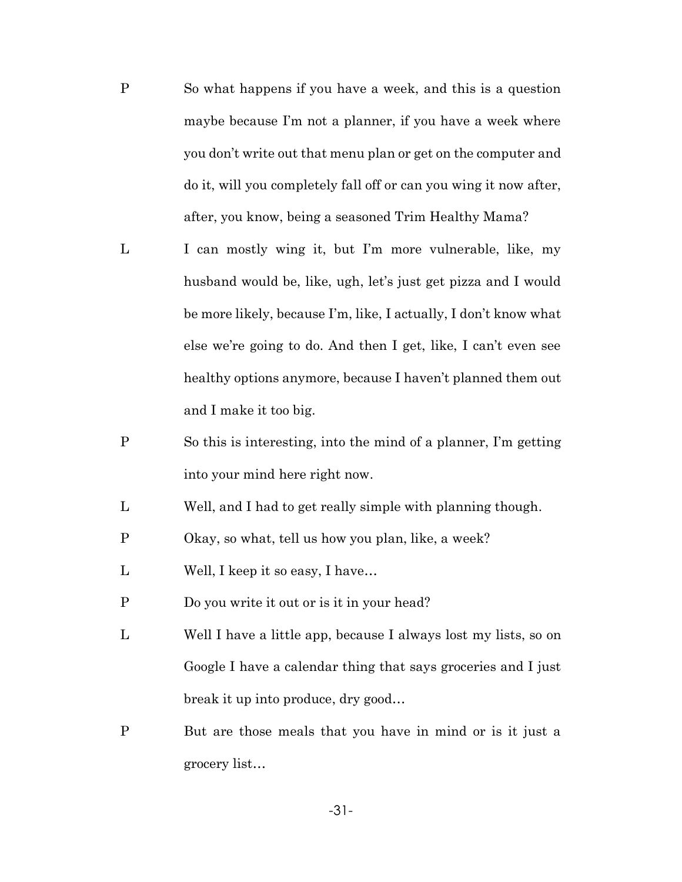P So what happens if you have a week, and this is a question maybe because I'm not a planner, if you have a week where you don't write out that menu plan or get on the computer and do it, will you completely fall off or can you wing it now after, after, you know, being a seasoned Trim Healthy Mama?

L I can mostly wing it, but I'm more vulnerable, like, my husband would be, like, ugh, let's just get pizza and I would be more likely, because I'm, like, I actually, I don't know what else we're going to do. And then I get, like, I can't even see healthy options anymore, because I haven't planned them out and I make it too big.

P So this is interesting, into the mind of a planner, I'm getting into your mind here right now.

L Well, and I had to get really simple with planning though.

P Okay, so what, tell us how you plan, like, a week?

L Well, I keep it so easy, I have…

P Do you write it out or is it in your head?

L Well I have a little app, because I always lost my lists, so on Google I have a calendar thing that says groceries and I just break it up into produce, dry good…

P But are those meals that you have in mind or is it just a grocery list…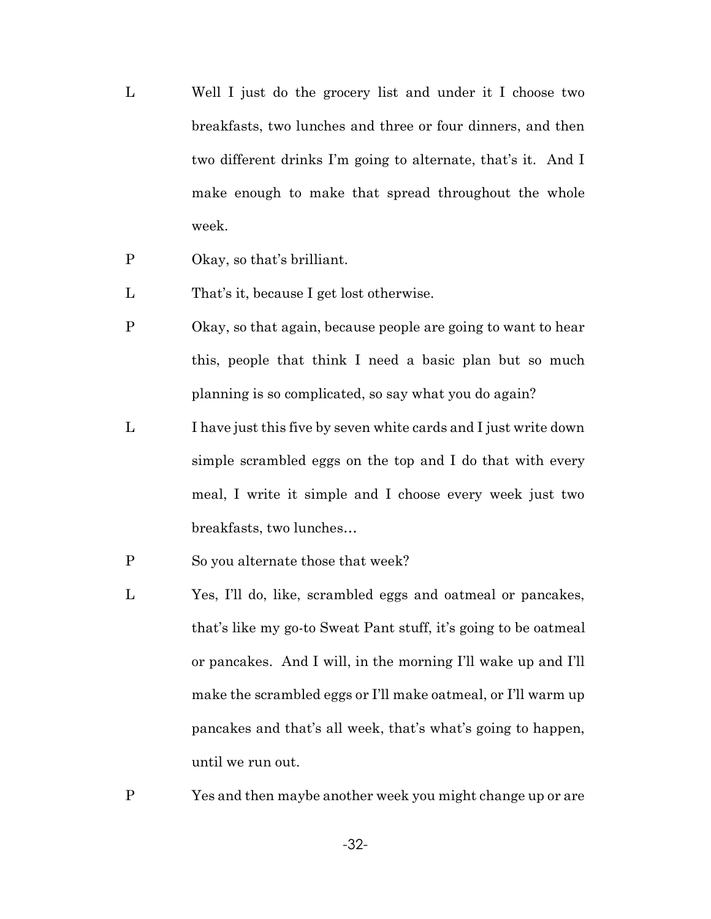L Well I just do the grocery list and under it I choose two breakfasts, two lunches and three or four dinners, and then two different drinks I'm going to alternate, that's it. And I make enough to make that spread throughout the whole week.

P Okay, so that's brilliant.

L That's it, because I get lost otherwise.

P Okay, so that again, because people are going to want to hear this, people that think I need a basic plan but so much planning is so complicated, so say what you do again?

L I have just this five by seven white cards and I just write down simple scrambled eggs on the top and I do that with every meal, I write it simple and I choose every week just two breakfasts, two lunches…

P So you alternate those that week?

L Yes, I'll do, like, scrambled eggs and oatmeal or pancakes, that's like my go-to Sweat Pant stuff, it's going to be oatmeal or pancakes. And I will, in the morning I'll wake up and I'll make the scrambled eggs or I'll make oatmeal, or I'll warm up pancakes and that's all week, that's what's going to happen, until we run out.

P Yes and then maybe another week you might change up or are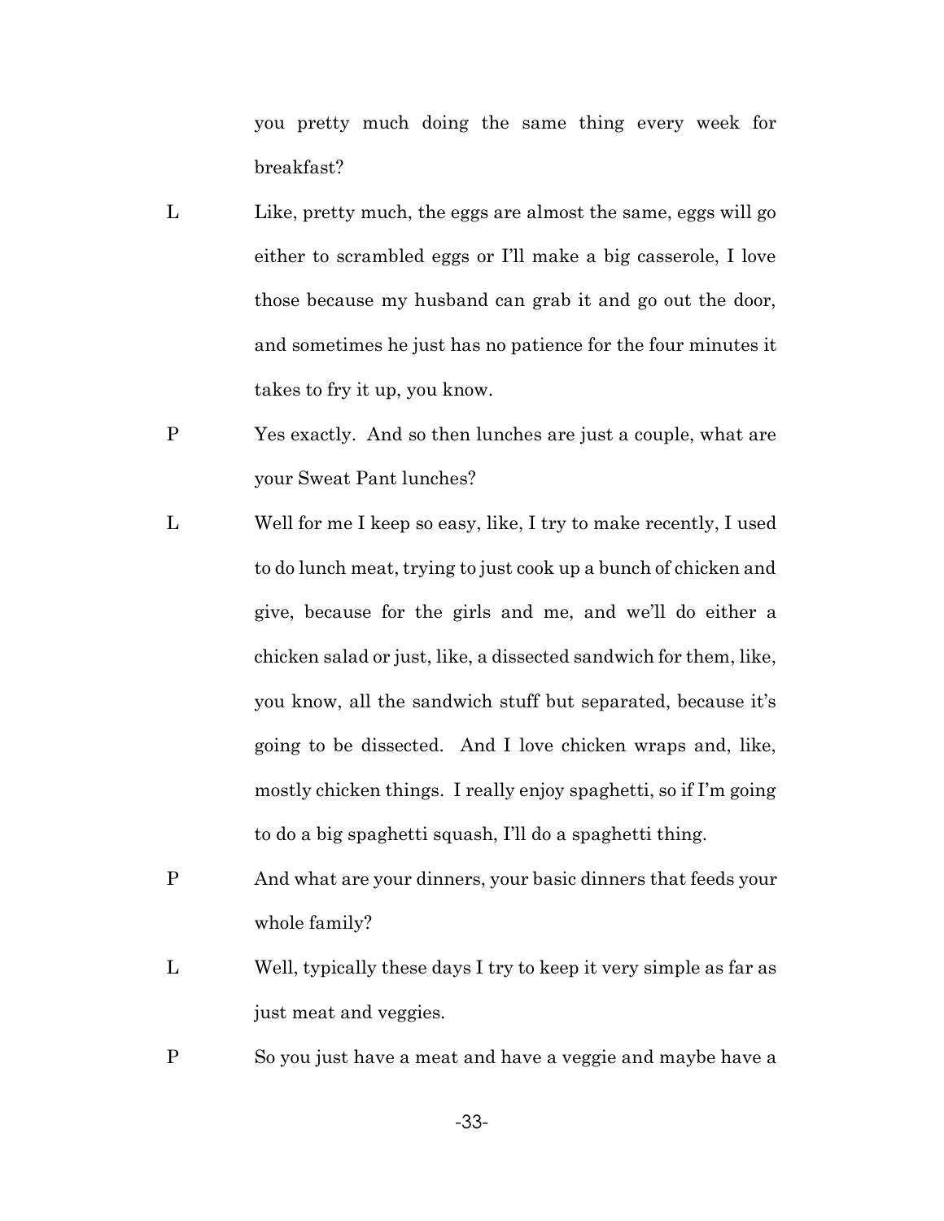you pretty much doing the same thing every week for breakfast?

L Like, pretty much, the eggs are almost the same, eggs will go either to scrambled eggs or I'll make a big casserole, I love those because my husband can grab it and go out the door, and sometimes he just has no patience for the four minutes it takes to fry it up, you know.

P Yes exactly. And so then lunches are just a couple, what are your Sweat Pant lunches?

L Well for me I keep so easy, like, I try to make recently, I used to do lunch meat, trying to just cook up a bunch of chicken and give, because for the girls and me, and we'll do either a chicken salad or just, like, a dissected sandwich for them, like, you know, all the sandwich stuff but separated, because it's going to be dissected. And I love chicken wraps and, like, mostly chicken things. I really enjoy spaghetti, so if I'm going to do a big spaghetti squash, I'll do a spaghetti thing.

P And what are your dinners, your basic dinners that feeds your whole family?

L Well, typically these days I try to keep it very simple as far as just meat and veggies.

P So you just have a meat and have a veggie and maybe have a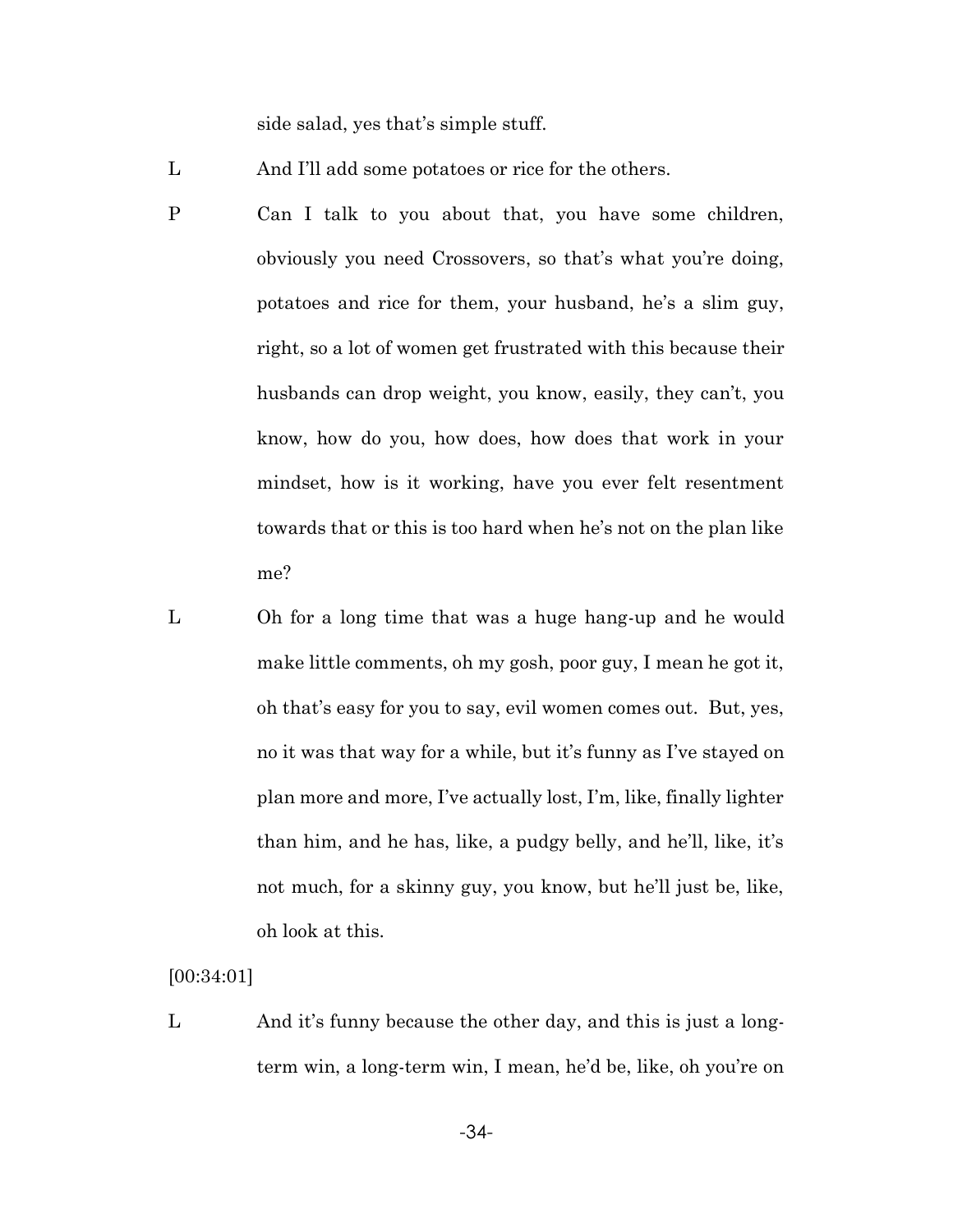side salad, yes that's simple stuff.

L And I'll add some potatoes or rice for the others.

P Can I talk to you about that, you have some children, obviously you need Crossovers, so that's what you're doing, potatoes and rice for them, your husband, he's a slim guy, right, so a lot of women get frustrated with this because their husbands can drop weight, you know, easily, they can't, you know, how do you, how does, how does that work in your mindset, how is it working, have you ever felt resentment towards that or this is too hard when he's not on the plan like me?

L Oh for a long time that was a huge hang-up and he would make little comments, oh my gosh, poor guy, I mean he got it, oh that's easy for you to say, evil women comes out. But, yes, no it was that way for a while, but it's funny as I've stayed on plan more and more, I've actually lost, I'm, like, finally lighter than him, and he has, like, a pudgy belly, and he'll, like, it's not much, for a skinny guy, you know, but he'll just be, like, oh look at this.

[00:34:01]

L And it's funny because the other day, and this is just a long-term win, a long-term win, I mean, he'd be, like, oh you're on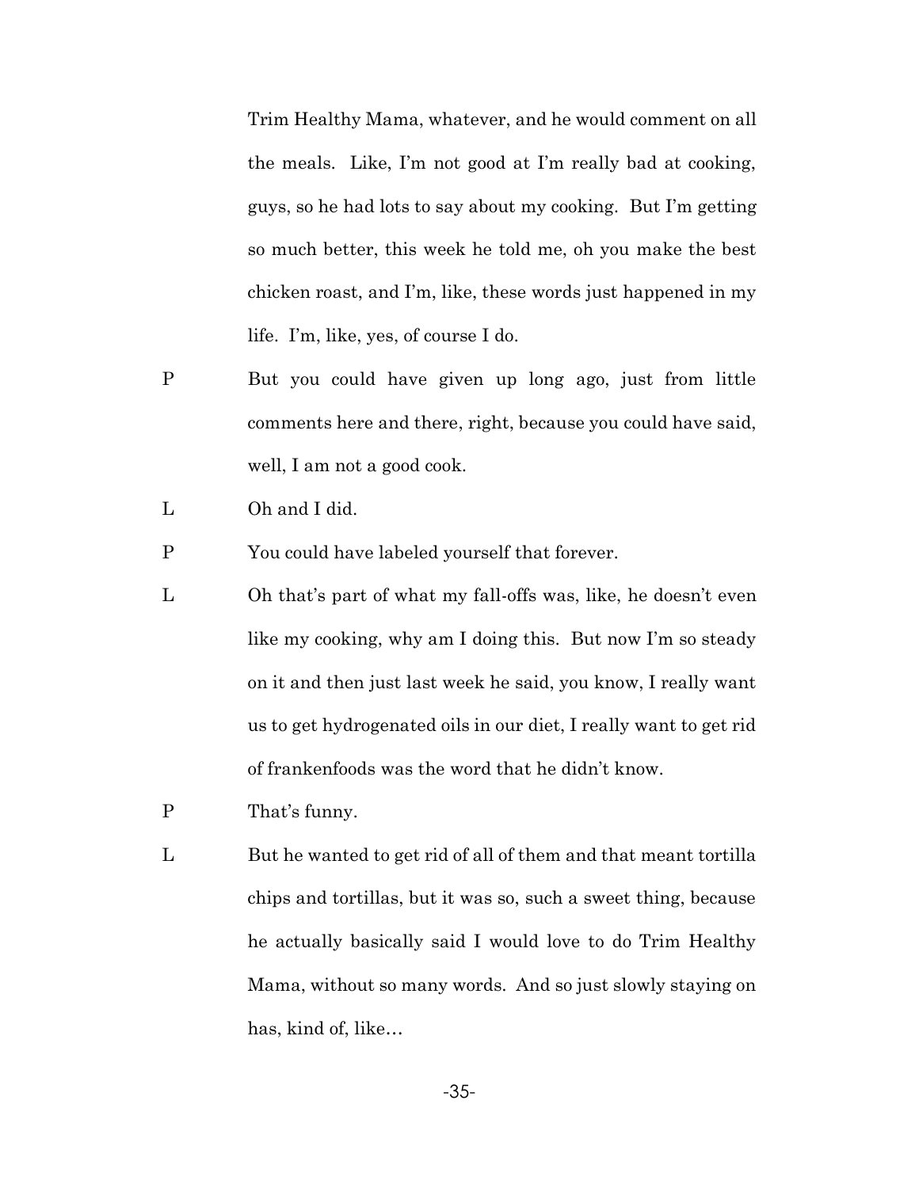Trim Healthy Mama, whatever, and he would comment on all the meals. Like, I'm not good at I'm really bad at cooking, guys, so he had lots to say about my cooking. But I'm getting so much better, this week he told me, oh you make the best chicken roast, and I'm, like, these words just happened in my life. I'm, like, yes, of course I do.

P But you could have given up long ago, just from little comments here and there, right, because you could have said, well, I am not a good cook.

L Oh and I did.

P You could have labeled yourself that forever.

L Oh that's part of what my fall-offs was, like, he doesn't even like my cooking, why am I doing this. But now I'm so steady on it and then just last week he said, you know, I really want us to get hydrogenated oils in our diet, I really want to get rid of frankenfoods was the word that he didn't know.

P That's funny.

L But he wanted to get rid of all of them and that meant tortilla chips and tortillas, but it was so, such a sweet thing, because he actually basically said I would love to do Trim Healthy Mama, without so many words. And so just slowly staying on has, kind of, like…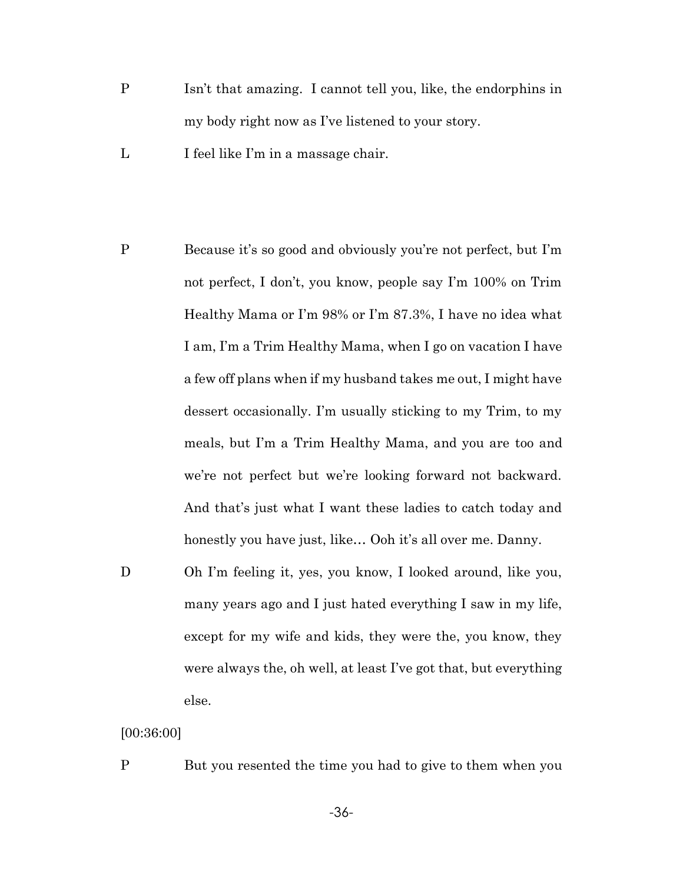P Isn't that amazing. I cannot tell you, like, the endorphins in my body right now as I've listened to your story.

L I feel like I'm in a massage chair.

P Because it's so good and obviously you're not perfect, but I'm not perfect, I don't, you know, people say I'm 100% on Trim Healthy Mama or I'm 98% or I'm 87.3%, I have no idea what I am, I'm a Trim Healthy Mama, when I go on vacation I have a few off plans when if my husband takes me out, I might have dessert occasionally. I'm usually sticking to my Trim, to my meals, but I'm a Trim Healthy Mama, and you are too and we're not perfect but we're looking forward not backward. And that's just what I want these ladies to catch today and honestly you have just, like… Ooh it's all over me. Danny.

D Oh I'm feeling it, yes, you know, I looked around, like you, many years ago and I just hated everything I saw in my life, except for my wife and kids, they were the, you know, they were always the, oh well, at least I've got that, but everything else.

[00:36:00]

P But you resented the time you had to give to them when you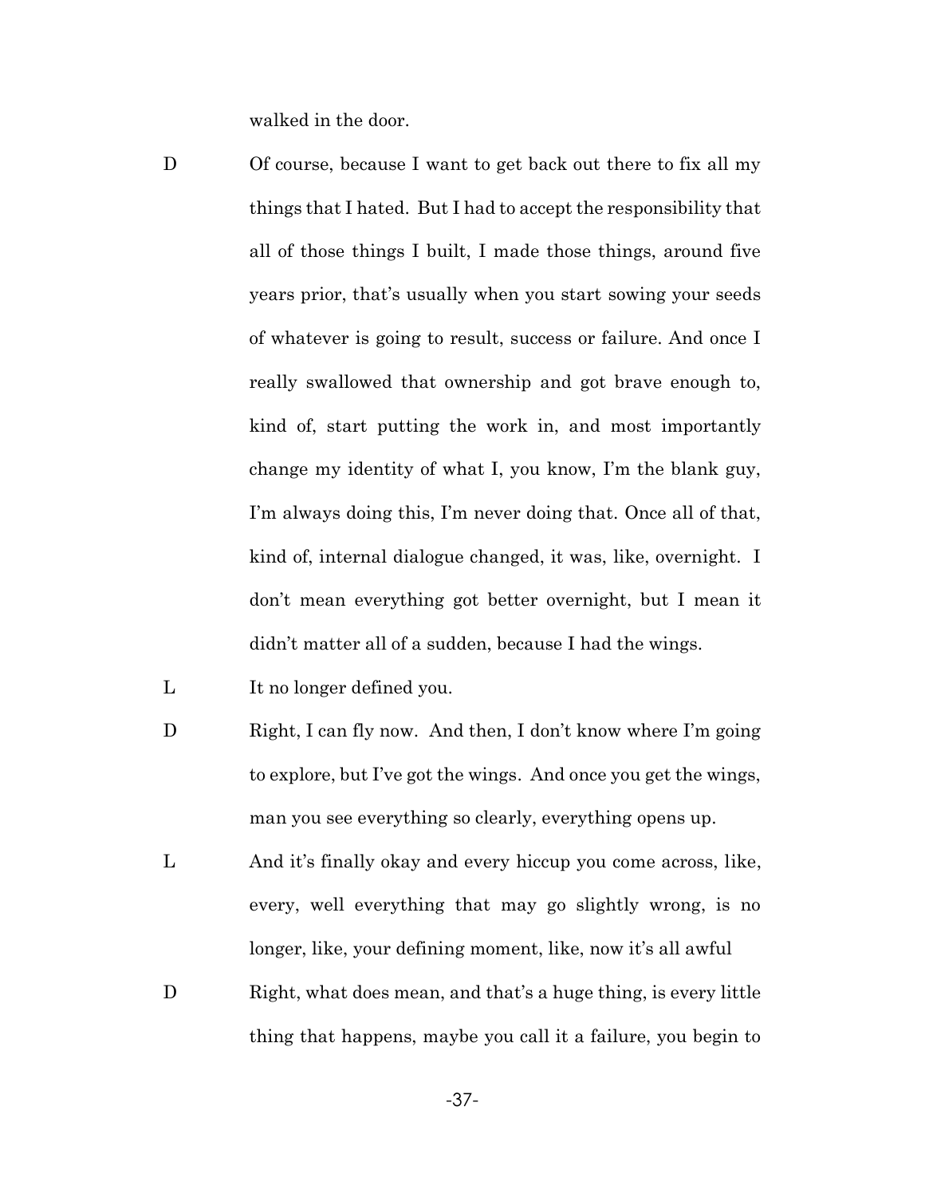walked in the door.

D Of course, because I want to get back out there to fix all my things that I hated. But I had to accept the responsibility that all of those things I built, I made those things, around five years prior, that's usually when you start sowing your seeds of whatever is going to result, success or failure. And once I really swallowed that ownership and got brave enough to, kind of, start putting the work in, and most importantly change my identity of what I, you know, I'm the blank guy, I'm always doing this, I'm never doing that. Once all of that, kind of, internal dialogue changed, it was, like, overnight. I don't mean everything got better overnight, but I mean it didn't matter all of a sudden, because I had the wings.

L It no longer defined you.

D Right, I can fly now. And then, I don't know where I'm going to explore, but I've got the wings. And once you get the wings, man you see everything so clearly, everything opens up.

L And it's finally okay and every hiccup you come across, like, every, well everything that may go slightly wrong, is no longer, like, your defining moment, like, now it's all awful

D Right, what does mean, and that's a huge thing, is every little thing that happens, maybe you call it a failure, you begin to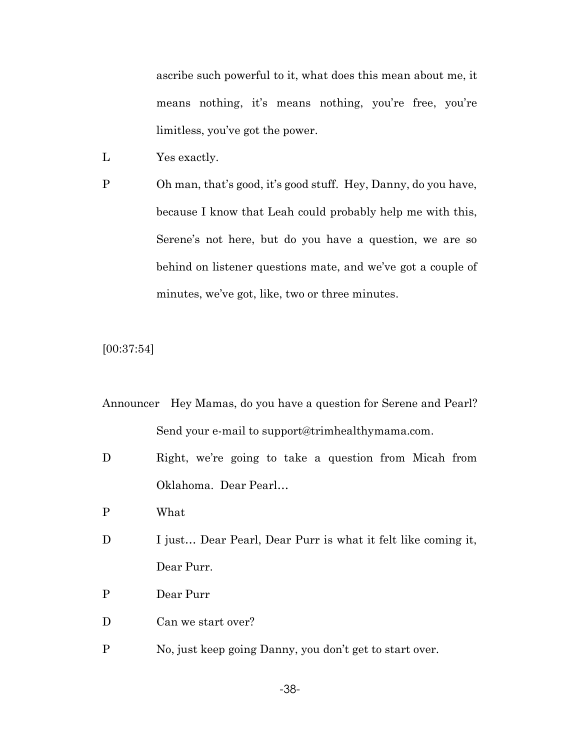ascribe such powerful to it, what does this mean about me, it means nothing, it's means nothing, you're free, you're limitless, you've got the power.

L Yes exactly.

P Oh man, that's good, it's good stuff. Hey, Danny, do you have, because I know that Leah could probably help me with this, Serene's not here, but do you have a question, we are so behind on listener questions mate, and we've got a couple of minutes, we've got, like, two or three minutes.

[00:37:54]

Announcer Hey Mamas, do you have a question for Serene and Pearl? Send your e-mail to support@trimhealthymama.com.

D Right, we're going to take a question from Micah from Oklahoma. Dear Pearl…

P What

D I just… Dear Pearl, Dear Purr is what it felt like coming it, Dear Purr.

P Dear Purr

D Can we start over?

P No, just keep going Danny, you don't get to start over.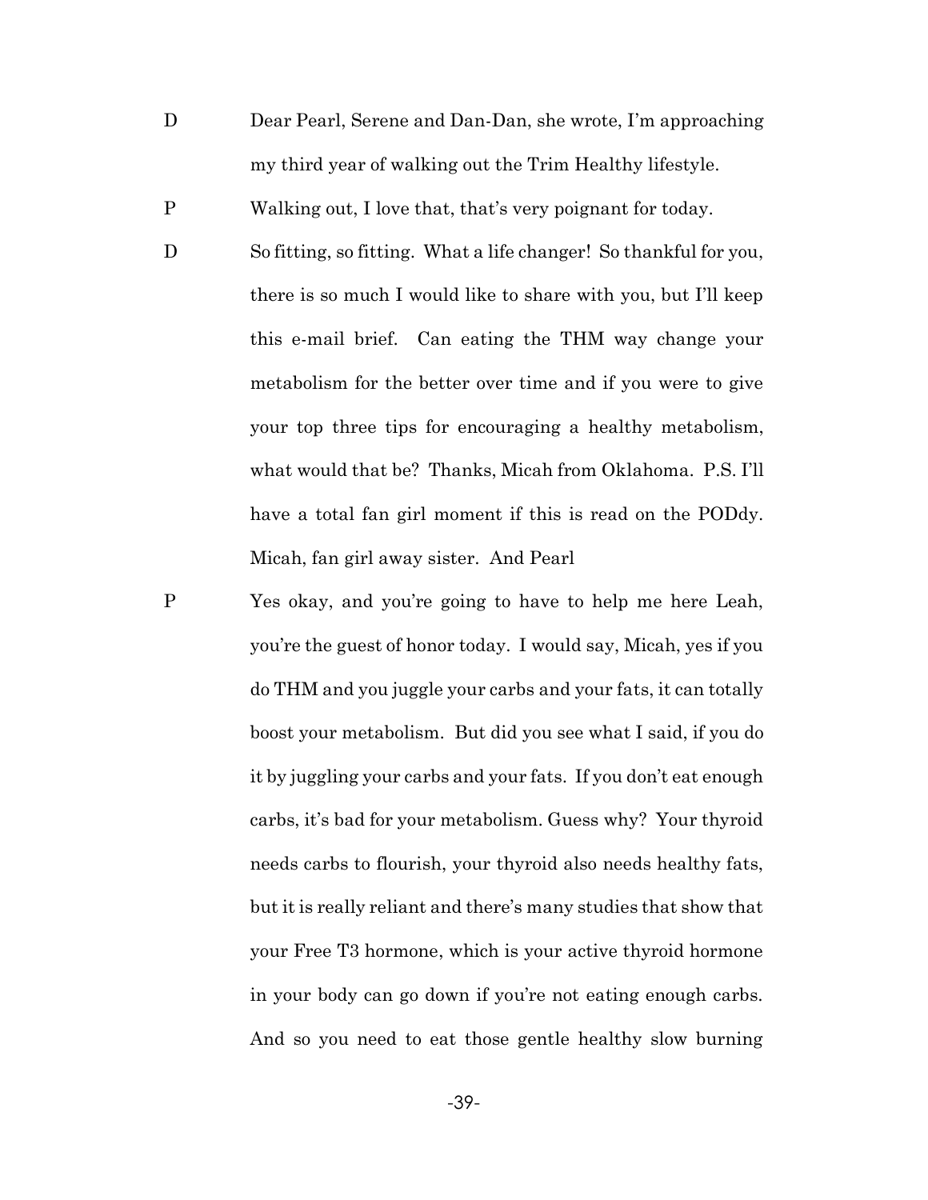D Dear Pearl, Serene and Dan-Dan, she wrote, I'm approaching my third year of walking out the Trim Healthy lifestyle.

P Walking out, I love that, that's very poignant for today.

D So fitting, so fitting. What a life changer! So thankful for you, there is so much I would like to share with you, but I'll keep this e-mail brief. Can eating the THM way change your metabolism for the better over time and if you were to give your top three tips for encouraging a healthy metabolism, what would that be? Thanks, Micah from Oklahoma. P.S. I'll have a total fan girl moment if this is read on the PODdy. Micah, fan girl away sister. And Pearl

P Yes okay, and you're going to have to help me here Leah, you're the guest of honor today. I would say, Micah, yes if you do THM and you juggle your carbs and your fats, it can totally boost your metabolism. But did you see what I said, if you do it by juggling your carbs and your fats. If you don't eat enough carbs, it's bad for your metabolism. Guess why? Your thyroid needs carbs to flourish, your thyroid also needs healthy fats, but it is really reliant and there's many studies that show that your Free T3 hormone, which is your active thyroid hormone in your body can go down if you're not eating enough carbs. And so you need to eat those gentle healthy slow burning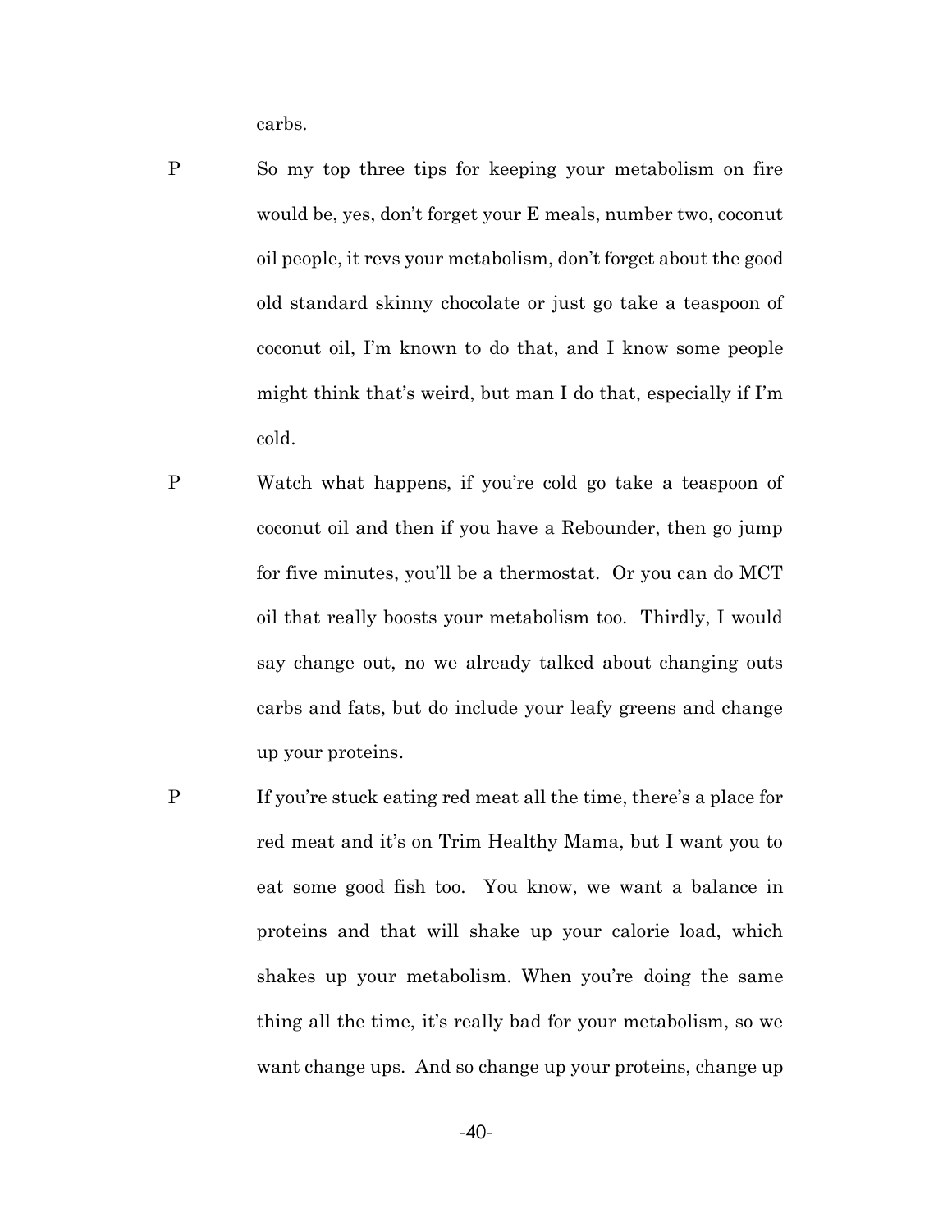carbs.

P So my top three tips for keeping your metabolism on fire would be, yes, don't forget your E meals, number two, coconut oil people, it revs your metabolism, don't forget about the good old standard skinny chocolate or just go take a teaspoon of coconut oil, I'm known to do that, and I know some people might think that's weird, but man I do that, especially if I'm cold.

P Watch what happens, if you're cold go take a teaspoon of coconut oil and then if you have a Rebounder, then go jump for five minutes, you'll be a thermostat. Or you can do MCT oil that really boosts your metabolism too. Thirdly, I would say change out, no we already talked about changing outs carbs and fats, but do include your leafy greens and change up your proteins.

P If you're stuck eating red meat all the time, there's a place for red meat and it's on Trim Healthy Mama, but I want you to eat some good fish too. You know, we want a balance in proteins and that will shake up your calorie load, which shakes up your metabolism. When you're doing the same thing all the time, it's really bad for your metabolism, so we want change ups. And so change up your proteins, change up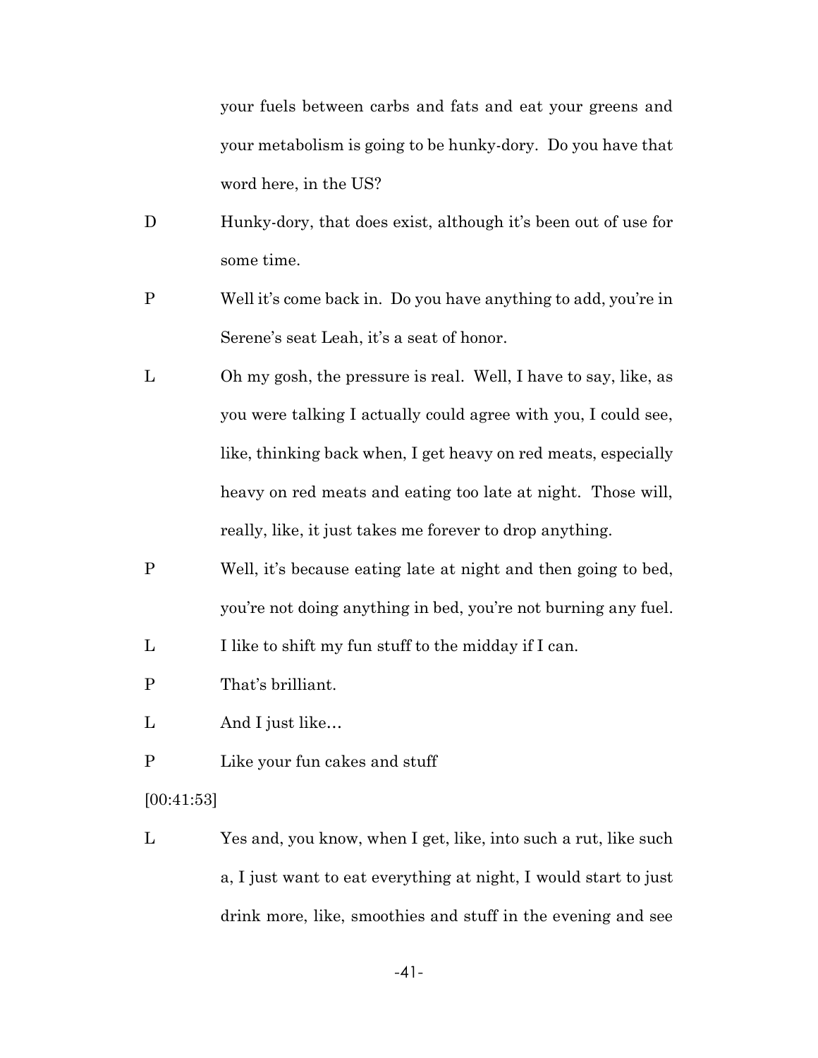your fuels between carbs and fats and eat your greens and your metabolism is going to be hunky-dory. Do you have that word here, in the US?

D Hunky-dory, that does exist, although it's been out of use for some time.

P Well it's come back in. Do you have anything to add, you're in Serene's seat Leah, it's a seat of honor.

L Oh my gosh, the pressure is real. Well, I have to say, like, as you were talking I actually could agree with you, I could see, like, thinking back when, I get heavy on red meats, especially heavy on red meats and eating too late at night. Those will, really, like, it just takes me forever to drop anything.

P Well, it's because eating late at night and then going to bed, you're not doing anything in bed, you're not burning any fuel.

L I like to shift my fun stuff to the midday if I can.

P That's brilliant.

L And I just like…

P Like your fun cakes and stuff

[00:41:53]

L Yes and, you know, when I get, like, into such a rut, like such a, I just want to eat everything at night, I would start to just drink more, like, smoothies and stuff in the evening and see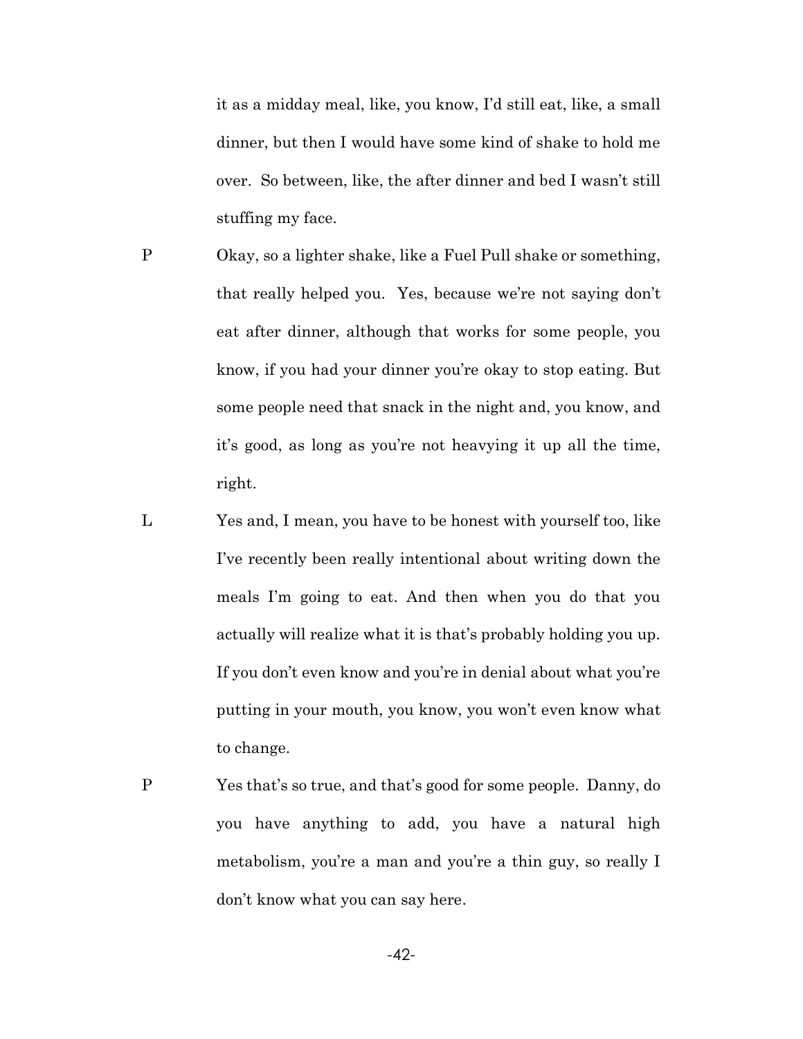it as a midday meal, like, you know, I'd still eat, like, a small dinner, but then I would have some kind of shake to hold me over. So between, like, the after dinner and bed I wasn't still stuffing my face.

P Okay, so a lighter shake, like a Fuel Pull shake or something, that really helped you. Yes, because we're not saying don't eat after dinner, although that works for some people, you know, if you had your dinner you're okay to stop eating. But some people need that snack in the night and, you know, and it's good, as long as you're not heavying it up all the time, right.

L Yes and, I mean, you have to be honest with yourself too, like I've recently been really intentional about writing down the meals I'm going to eat. And then when you do that you actually will realize what it is that's probably holding you up. If you don't even know and you're in denial about what you're putting in your mouth, you know, you won't even know what to change.

P Yes that's so true, and that's good for some people. Danny, do you have anything to add, you have a natural high metabolism, you're a man and you're a thin guy, so really I don't know what you can say here.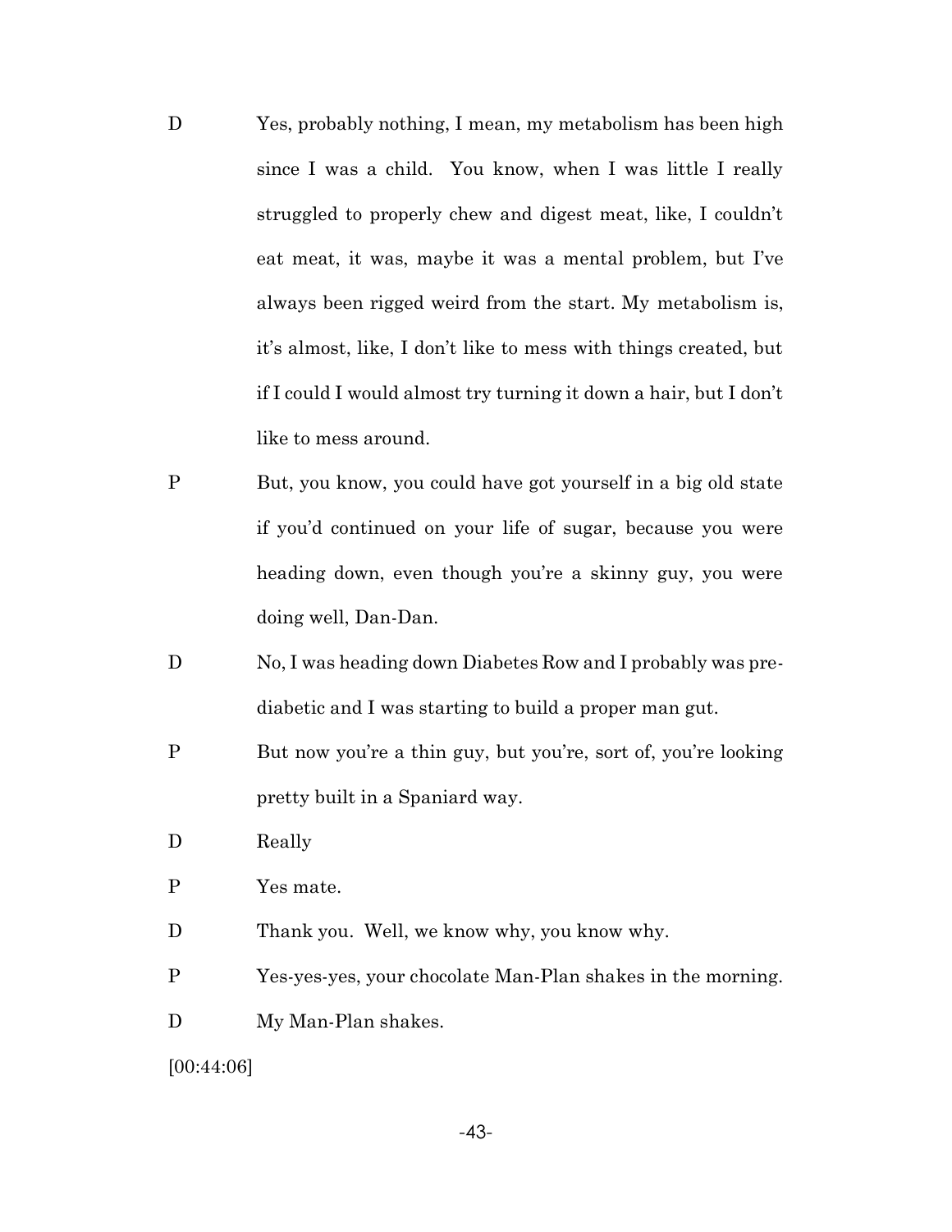D Yes, probably nothing, I mean, my metabolism has been high since I was a child. You know, when I was little I really struggled to properly chew and digest meat, like, I couldn't eat meat, it was, maybe it was a mental problem, but I've always been rigged weird from the start. My metabolism is, it's almost, like, I don't like to mess with things created, but if I could I would almost try turning it down a hair, but I don't like to mess around.

P But, you know, you could have got yourself in a big old state if you'd continued on your life of sugar, because you were heading down, even though you're a skinny guy, you were doing well, Dan-Dan.

D No, I was heading down Diabetes Row and I probably was pre-diabetic and I was starting to build a proper man gut.

P But now you're a thin guy, but you're, sort of, you're looking pretty built in a Spaniard way.

D Really

P Yes mate.

D Thank you. Well, we know why, you know why.

P Yes-yes-yes, your chocolate Man-Plan shakes in the morning.

D My Man-Plan shakes.

[00:44:06]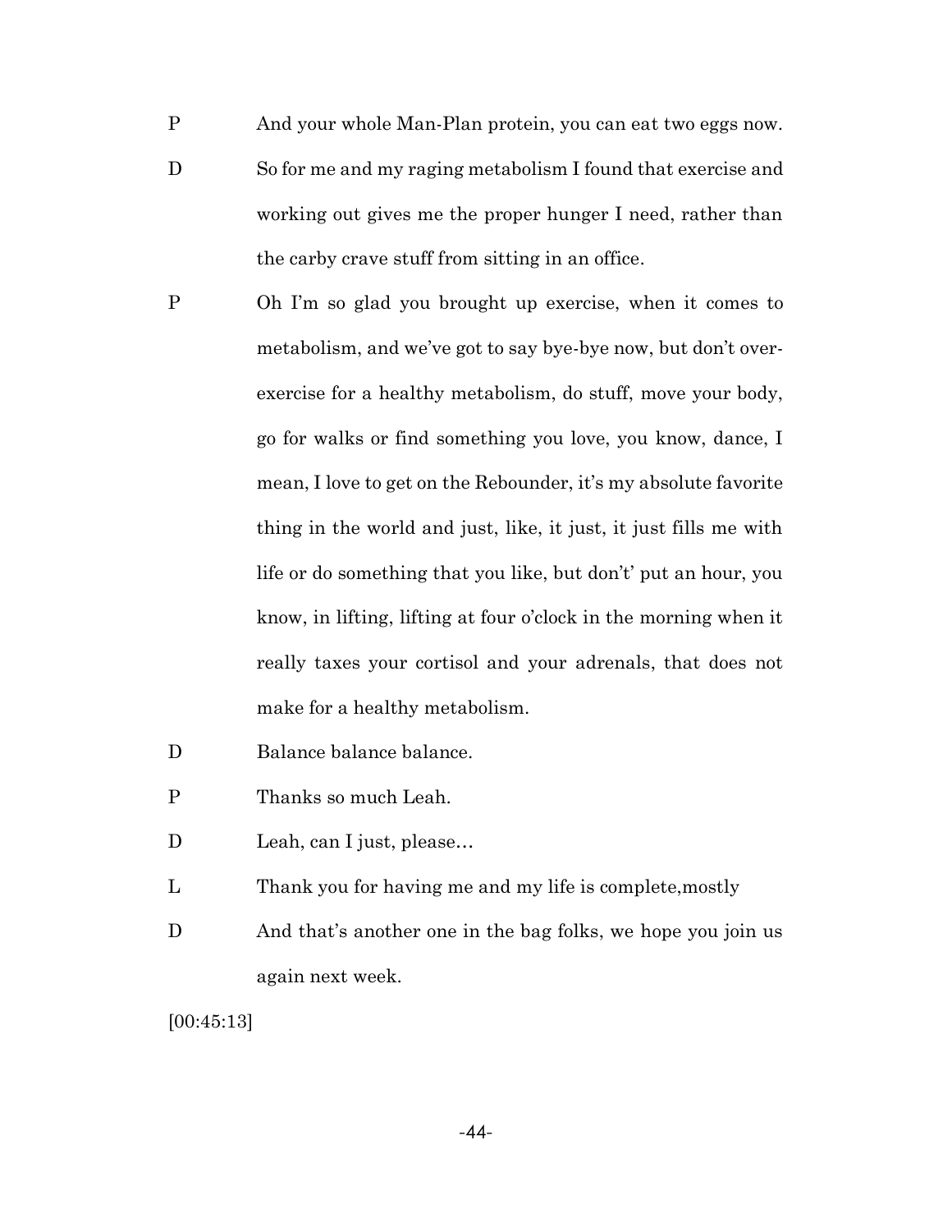P And your whole Man-Plan protein, you can eat two eggs now.

D So for me and my raging metabolism I found that exercise and working out gives me the proper hunger I need, rather than the carby crave stuff from sitting in an office.

P Oh I'm so glad you brought up exercise, when it comes to metabolism, and we've got to say bye-bye now, but don't over-exercise for a healthy metabolism, do stuff, move your body, go for walks or find something you love, you know, dance, I mean, I love to get on the Rebounder, it's my absolute favorite thing in the world and just, like, it just, it just fills me with life or do something that you like, but don't' put an hour, you know, in lifting, lifting at four o'clock in the morning when it really taxes your cortisol and your adrenals, that does not make for a healthy metabolism.

D Balance balance balance.

P Thanks so much Leah.

D Leah, can I just, please…

L Thank you for having me and my life is complete,mostly

D And that's another one in the bag folks, we hope you join us again next week.

[00:45:13]